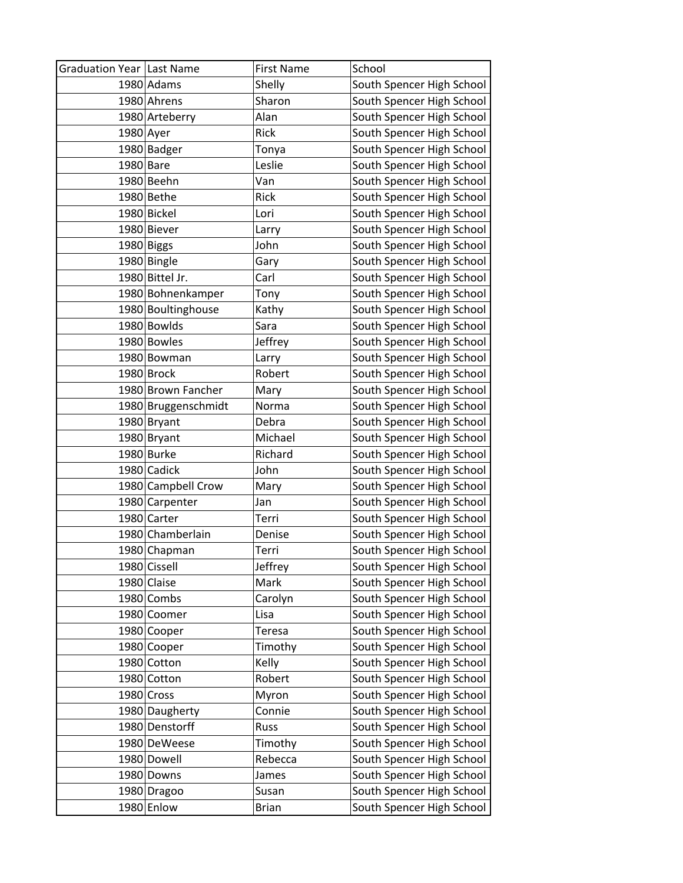| Graduation Year | Last Name | First Name | School |
|---|---|---|---|
| 1980 | Adams | Shelly | South Spencer High School |
| 1980 | Ahrens | Sharon | South Spencer High School |
| 1980 | Arteberry | Alan | South Spencer High School |
| 1980 | Ayer | Rick | South Spencer High School |
| 1980 | Badger | Tonya | South Spencer High School |
| 1980 | Bare | Leslie | South Spencer High School |
| 1980 | Beehn | Van | South Spencer High School |
| 1980 | Bethe | Rick | South Spencer High School |
| 1980 | Bickel | Lori | South Spencer High School |
| 1980 | Biever | Larry | South Spencer High School |
| 1980 | Biggs | John | South Spencer High School |
| 1980 | Bingle | Gary | South Spencer High School |
| 1980 | Bittel Jr. | Carl | South Spencer High School |
| 1980 | Bohnenkamper | Tony | South Spencer High School |
| 1980 | Boultinghouse | Kathy | South Spencer High School |
| 1980 | Bowlds | Sara | South Spencer High School |
| 1980 | Bowles | Jeffrey | South Spencer High School |
| 1980 | Bowman | Larry | South Spencer High School |
| 1980 | Brock | Robert | South Spencer High School |
| 1980 | Brown Fancher | Mary | South Spencer High School |
| 1980 | Bruggenschmidt | Norma | South Spencer High School |
| 1980 | Bryant | Debra | South Spencer High School |
| 1980 | Bryant | Michael | South Spencer High School |
| 1980 | Burke | Richard | South Spencer High School |
| 1980 | Cadick | John | South Spencer High School |
| 1980 | Campbell Crow | Mary | South Spencer High School |
| 1980 | Carpenter | Jan | South Spencer High School |
| 1980 | Carter | Terri | South Spencer High School |
| 1980 | Chamberlain | Denise | South Spencer High School |
| 1980 | Chapman | Terri | South Spencer High School |
| 1980 | Cissell | Jeffrey | South Spencer High School |
| 1980 | Claise | Mark | South Spencer High School |
| 1980 | Combs | Carolyn | South Spencer High School |
| 1980 | Coomer | Lisa | South Spencer High School |
| 1980 | Cooper | Teresa | South Spencer High School |
| 1980 | Cooper | Timothy | South Spencer High School |
| 1980 | Cotton | Kelly | South Spencer High School |
| 1980 | Cotton | Robert | South Spencer High School |
| 1980 | Cross | Myron | South Spencer High School |
| 1980 | Daugherty | Connie | South Spencer High School |
| 1980 | Denstorff | Russ | South Spencer High School |
| 1980 | DeWeese | Timothy | South Spencer High School |
| 1980 | Dowell | Rebecca | South Spencer High School |
| 1980 | Downs | James | South Spencer High School |
| 1980 | Dragoo | Susan | South Spencer High School |
| 1980 | Enlow | Brian | South Spencer High School |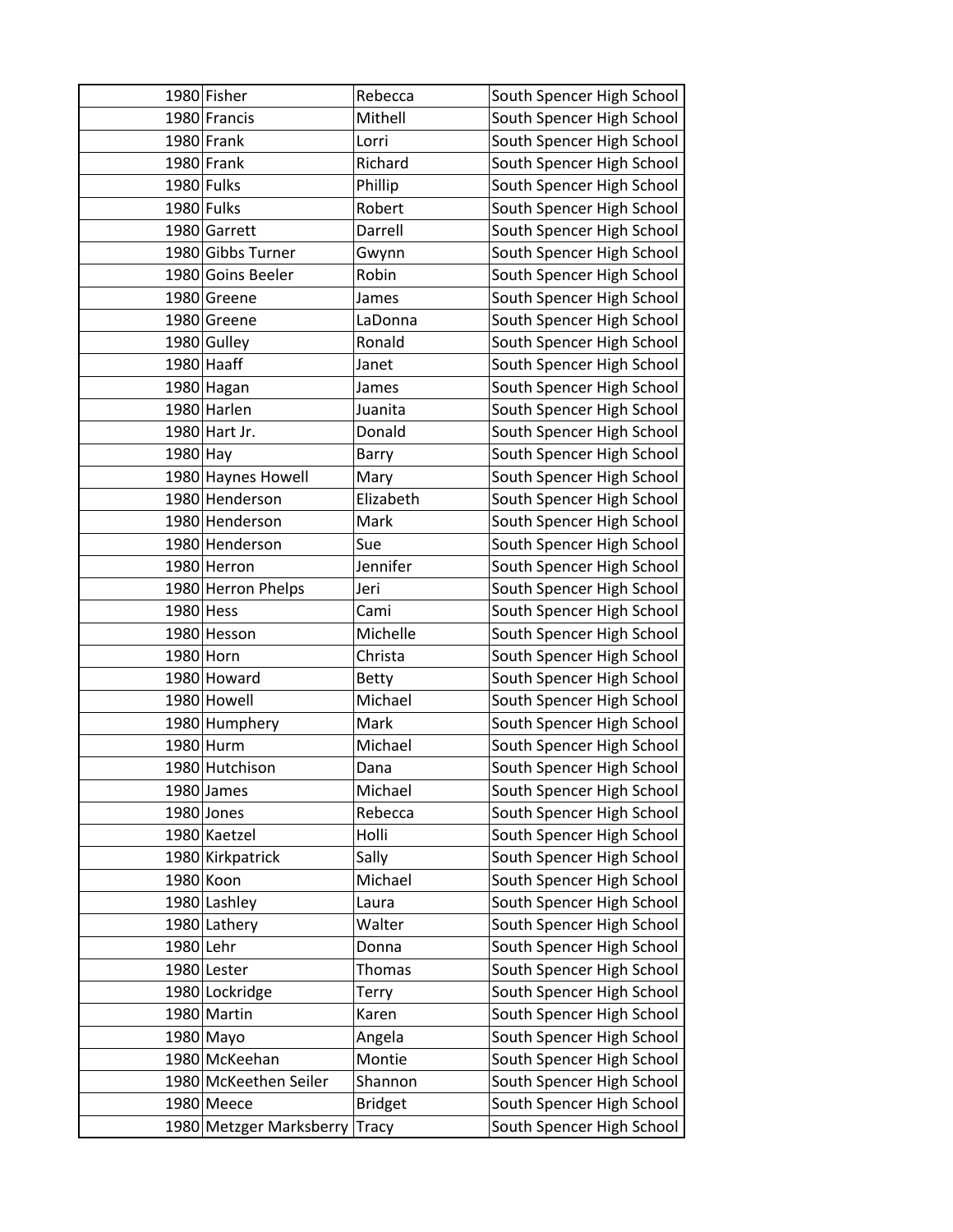| | | | |
|---|---|---|---|
| 1980 | Fisher | Rebecca | South Spencer High School |
| 1980 | Francis | Mithell | South Spencer High School |
| 1980 | Frank | Lorri | South Spencer High School |
| 1980 | Frank | Richard | South Spencer High School |
| 1980 | Fulks | Phillip | South Spencer High School |
| 1980 | Fulks | Robert | South Spencer High School |
| 1980 | Garrett | Darrell | South Spencer High School |
| 1980 | Gibbs Turner | Gwynn | South Spencer High School |
| 1980 | Goins Beeler | Robin | South Spencer High School |
| 1980 | Greene | James | South Spencer High School |
| 1980 | Greene | LaDonna | South Spencer High School |
| 1980 | Gulley | Ronald | South Spencer High School |
| 1980 | Haaff | Janet | South Spencer High School |
| 1980 | Hagan | James | South Spencer High School |
| 1980 | Harlen | Juanita | South Spencer High School |
| 1980 | Hart Jr. | Donald | South Spencer High School |
| 1980 | Hay | Barry | South Spencer High School |
| 1980 | Haynes Howell | Mary | South Spencer High School |
| 1980 | Henderson | Elizabeth | South Spencer High School |
| 1980 | Henderson | Mark | South Spencer High School |
| 1980 | Henderson | Sue | South Spencer High School |
| 1980 | Herron | Jennifer | South Spencer High School |
| 1980 | Herron Phelps | Jeri | South Spencer High School |
| 1980 | Hess | Cami | South Spencer High School |
| 1980 | Hesson | Michelle | South Spencer High School |
| 1980 | Horn | Christa | South Spencer High School |
| 1980 | Howard | Betty | South Spencer High School |
| 1980 | Howell | Michael | South Spencer High School |
| 1980 | Humphery | Mark | South Spencer High School |
| 1980 | Hurm | Michael | South Spencer High School |
| 1980 | Hutchison | Dana | South Spencer High School |
| 1980 | James | Michael | South Spencer High School |
| 1980 | Jones | Rebecca | South Spencer High School |
| 1980 | Kaetzel | Holli | South Spencer High School |
| 1980 | Kirkpatrick | Sally | South Spencer High School |
| 1980 | Koon | Michael | South Spencer High School |
| 1980 | Lashley | Laura | South Spencer High School |
| 1980 | Lathery | Walter | South Spencer High School |
| 1980 | Lehr | Donna | South Spencer High School |
| 1980 | Lester | Thomas | South Spencer High School |
| 1980 | Lockridge | Terry | South Spencer High School |
| 1980 | Martin | Karen | South Spencer High School |
| 1980 | Mayo | Angela | South Spencer High School |
| 1980 | McKeehan | Montie | South Spencer High School |
| 1980 | McKeethen Seiler | Shannon | South Spencer High School |
| 1980 | Meece | Bridget | South Spencer High School |
| 1980 | Metzger Marksberry | Tracy | South Spencer High School |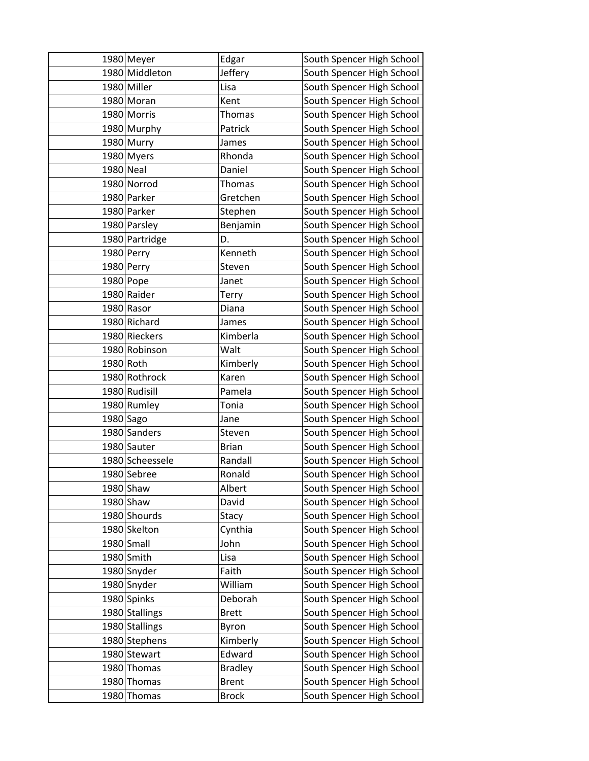| | | | |
|---|---|---|---|
| 1980 | Meyer | Edgar | South Spencer High School |
| 1980 | Middleton | Jeffery | South Spencer High School |
| 1980 | Miller | Lisa | South Spencer High School |
| 1980 | Moran | Kent | South Spencer High School |
| 1980 | Morris | Thomas | South Spencer High School |
| 1980 | Murphy | Patrick | South Spencer High School |
| 1980 | Murry | James | South Spencer High School |
| 1980 | Myers | Rhonda | South Spencer High School |
| 1980 | Neal | Daniel | South Spencer High School |
| 1980 | Norrod | Thomas | South Spencer High School |
| 1980 | Parker | Gretchen | South Spencer High School |
| 1980 | Parker | Stephen | South Spencer High School |
| 1980 | Parsley | Benjamin | South Spencer High School |
| 1980 | Partridge | D. | South Spencer High School |
| 1980 | Perry | Kenneth | South Spencer High School |
| 1980 | Perry | Steven | South Spencer High School |
| 1980 | Pope | Janet | South Spencer High School |
| 1980 | Raider | Terry | South Spencer High School |
| 1980 | Rasor | Diana | South Spencer High School |
| 1980 | Richard | James | South Spencer High School |
| 1980 | Rieckers | Kimberla | South Spencer High School |
| 1980 | Robinson | Walt | South Spencer High School |
| 1980 | Roth | Kimberly | South Spencer High School |
| 1980 | Rothrock | Karen | South Spencer High School |
| 1980 | Rudisill | Pamela | South Spencer High School |
| 1980 | Rumley | Tonia | South Spencer High School |
| 1980 | Sago | Jane | South Spencer High School |
| 1980 | Sanders | Steven | South Spencer High School |
| 1980 | Sauter | Brian | South Spencer High School |
| 1980 | Scheessele | Randall | South Spencer High School |
| 1980 | Sebree | Ronald | South Spencer High School |
| 1980 | Shaw | Albert | South Spencer High School |
| 1980 | Shaw | David | South Spencer High School |
| 1980 | Shourds | Stacy | South Spencer High School |
| 1980 | Skelton | Cynthia | South Spencer High School |
| 1980 | Small | John | South Spencer High School |
| 1980 | Smith | Lisa | South Spencer High School |
| 1980 | Snyder | Faith | South Spencer High School |
| 1980 | Snyder | William | South Spencer High School |
| 1980 | Spinks | Deborah | South Spencer High School |
| 1980 | Stallings | Brett | South Spencer High School |
| 1980 | Stallings | Byron | South Spencer High School |
| 1980 | Stephens | Kimberly | South Spencer High School |
| 1980 | Stewart | Edward | South Spencer High School |
| 1980 | Thomas | Bradley | South Spencer High School |
| 1980 | Thomas | Brent | South Spencer High School |
| 1980 | Thomas | Brock | South Spencer High School |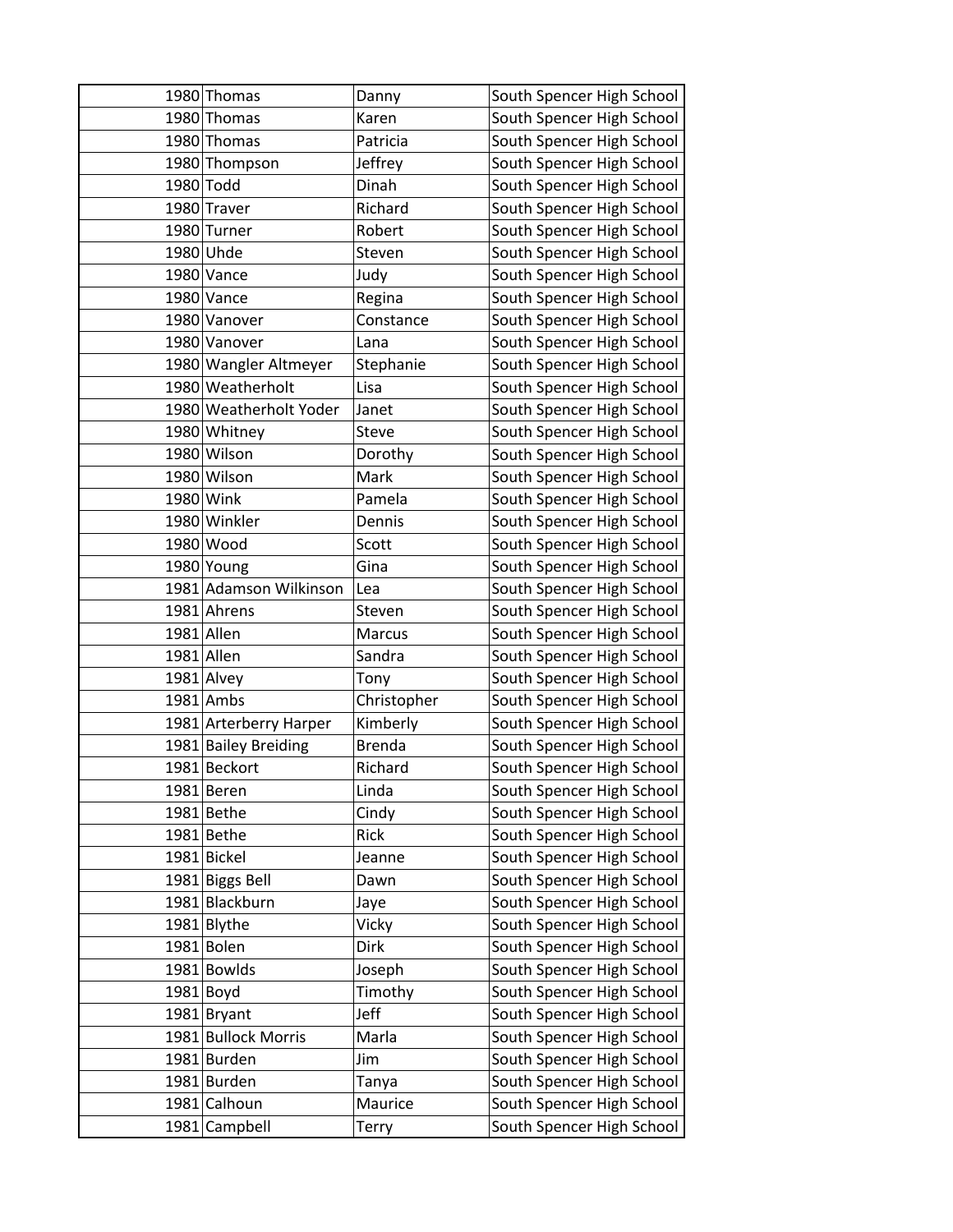| | | | |
|---|---|---|---|
| 1980 | Thomas | Danny | South Spencer High School |
| 1980 | Thomas | Karen | South Spencer High School |
| 1980 | Thomas | Patricia | South Spencer High School |
| 1980 | Thompson | Jeffrey | South Spencer High School |
| 1980 | Todd | Dinah | South Spencer High School |
| 1980 | Traver | Richard | South Spencer High School |
| 1980 | Turner | Robert | South Spencer High School |
| 1980 | Uhde | Steven | South Spencer High School |
| 1980 | Vance | Judy | South Spencer High School |
| 1980 | Vance | Regina | South Spencer High School |
| 1980 | Vanover | Constance | South Spencer High School |
| 1980 | Vanover | Lana | South Spencer High School |
| 1980 | Wangler Altmeyer | Stephanie | South Spencer High School |
| 1980 | Weatherholt | Lisa | South Spencer High School |
| 1980 | Weatherholt Yoder | Janet | South Spencer High School |
| 1980 | Whitney | Steve | South Spencer High School |
| 1980 | Wilson | Dorothy | South Spencer High School |
| 1980 | Wilson | Mark | South Spencer High School |
| 1980 | Wink | Pamela | South Spencer High School |
| 1980 | Winkler | Dennis | South Spencer High School |
| 1980 | Wood | Scott | South Spencer High School |
| 1980 | Young | Gina | South Spencer High School |
| 1981 | Adamson Wilkinson | Lea | South Spencer High School |
| 1981 | Ahrens | Steven | South Spencer High School |
| 1981 | Allen | Marcus | South Spencer High School |
| 1981 | Allen | Sandra | South Spencer High School |
| 1981 | Alvey | Tony | South Spencer High School |
| 1981 | Ambs | Christopher | South Spencer High School |
| 1981 | Arterberry Harper | Kimberly | South Spencer High School |
| 1981 | Bailey Breiding | Brenda | South Spencer High School |
| 1981 | Beckort | Richard | South Spencer High School |
| 1981 | Beren | Linda | South Spencer High School |
| 1981 | Bethe | Cindy | South Spencer High School |
| 1981 | Bethe | Rick | South Spencer High School |
| 1981 | Bickel | Jeanne | South Spencer High School |
| 1981 | Biggs Bell | Dawn | South Spencer High School |
| 1981 | Blackburn | Jaye | South Spencer High School |
| 1981 | Blythe | Vicky | South Spencer High School |
| 1981 | Bolen | Dirk | South Spencer High School |
| 1981 | Bowlds | Joseph | South Spencer High School |
| 1981 | Boyd | Timothy | South Spencer High School |
| 1981 | Bryant | Jeff | South Spencer High School |
| 1981 | Bullock Morris | Marla | South Spencer High School |
| 1981 | Burden | Jim | South Spencer High School |
| 1981 | Burden | Tanya | South Spencer High School |
| 1981 | Calhoun | Maurice | South Spencer High School |
| 1981 | Campbell | Terry | South Spencer High School |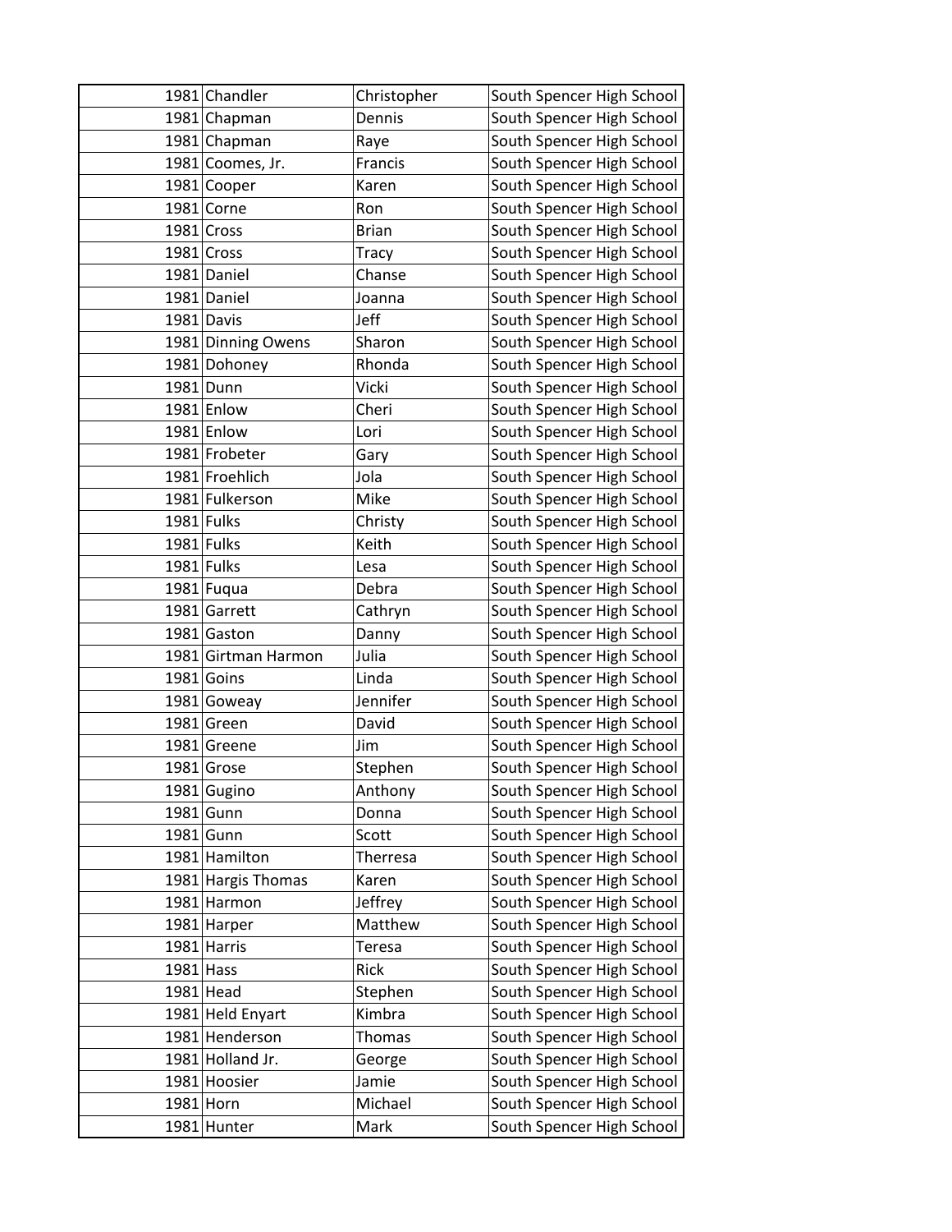| | | | |
|---|---|---|---|
| 1981 | Chandler | Christopher | South Spencer High School |
| 1981 | Chapman | Dennis | South Spencer High School |
| 1981 | Chapman | Raye | South Spencer High School |
| 1981 | Coomes, Jr. | Francis | South Spencer High School |
| 1981 | Cooper | Karen | South Spencer High School |
| 1981 | Corne | Ron | South Spencer High School |
| 1981 | Cross | Brian | South Spencer High School |
| 1981 | Cross | Tracy | South Spencer High School |
| 1981 | Daniel | Chanse | South Spencer High School |
| 1981 | Daniel | Joanna | South Spencer High School |
| 1981 | Davis | Jeff | South Spencer High School |
| 1981 | Dinning Owens | Sharon | South Spencer High School |
| 1981 | Dohoney | Rhonda | South Spencer High School |
| 1981 | Dunn | Vicki | South Spencer High School |
| 1981 | Enlow | Cheri | South Spencer High School |
| 1981 | Enlow | Lori | South Spencer High School |
| 1981 | Frobeter | Gary | South Spencer High School |
| 1981 | Froehlich | Jola | South Spencer High School |
| 1981 | Fulkerson | Mike | South Spencer High School |
| 1981 | Fulks | Christy | South Spencer High School |
| 1981 | Fulks | Keith | South Spencer High School |
| 1981 | Fulks | Lesa | South Spencer High School |
| 1981 | Fuqua | Debra | South Spencer High School |
| 1981 | Garrett | Cathryn | South Spencer High School |
| 1981 | Gaston | Danny | South Spencer High School |
| 1981 | Girtman Harmon | Julia | South Spencer High School |
| 1981 | Goins | Linda | South Spencer High School |
| 1981 | Goweay | Jennifer | South Spencer High School |
| 1981 | Green | David | South Spencer High School |
| 1981 | Greene | Jim | South Spencer High School |
| 1981 | Grose | Stephen | South Spencer High School |
| 1981 | Gugino | Anthony | South Spencer High School |
| 1981 | Gunn | Donna | South Spencer High School |
| 1981 | Gunn | Scott | South Spencer High School |
| 1981 | Hamilton | Therresa | South Spencer High School |
| 1981 | Hargis Thomas | Karen | South Spencer High School |
| 1981 | Harmon | Jeffrey | South Spencer High School |
| 1981 | Harper | Matthew | South Spencer High School |
| 1981 | Harris | Teresa | South Spencer High School |
| 1981 | Hass | Rick | South Spencer High School |
| 1981 | Head | Stephen | South Spencer High School |
| 1981 | Held Enyart | Kimbra | South Spencer High School |
| 1981 | Henderson | Thomas | South Spencer High School |
| 1981 | Holland Jr. | George | South Spencer High School |
| 1981 | Hoosier | Jamie | South Spencer High School |
| 1981 | Horn | Michael | South Spencer High School |
| 1981 | Hunter | Mark | South Spencer High School |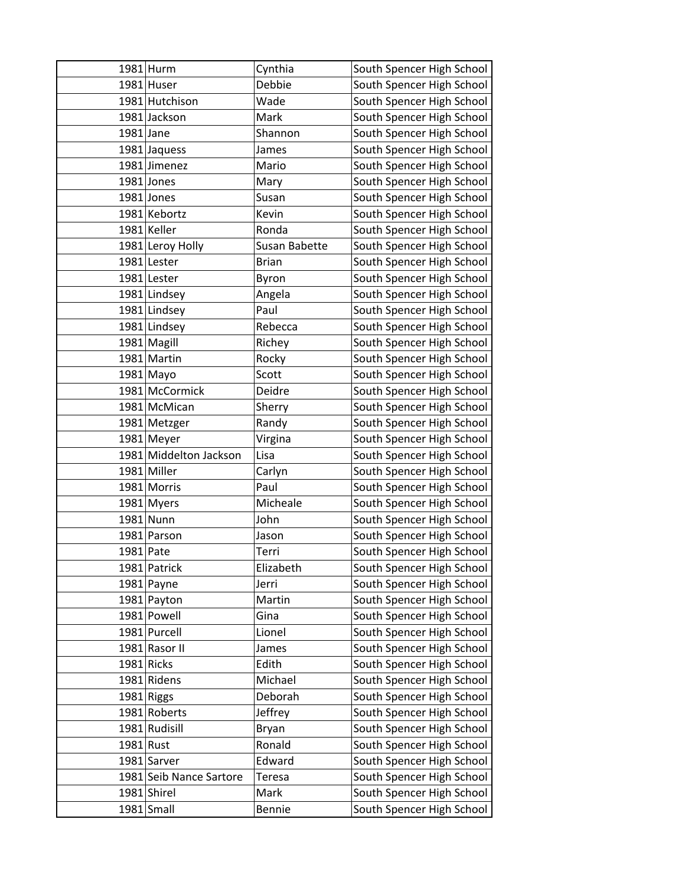| | | | |
|---|---|---|---|
| 1981 | Hurm | Cynthia | South Spencer High School |
| 1981 | Huser | Debbie | South Spencer High School |
| 1981 | Hutchison | Wade | South Spencer High School |
| 1981 | Jackson | Mark | South Spencer High School |
| 1981 | Jane | Shannon | South Spencer High School |
| 1981 | Jaquess | James | South Spencer High School |
| 1981 | Jimenez | Mario | South Spencer High School |
| 1981 | Jones | Mary | South Spencer High School |
| 1981 | Jones | Susan | South Spencer High School |
| 1981 | Kebortz | Kevin | South Spencer High School |
| 1981 | Keller | Ronda | South Spencer High School |
| 1981 | Leroy Holly | Susan Babette | South Spencer High School |
| 1981 | Lester | Brian | South Spencer High School |
| 1981 | Lester | Byron | South Spencer High School |
| 1981 | Lindsey | Angela | South Spencer High School |
| 1981 | Lindsey | Paul | South Spencer High School |
| 1981 | Lindsey | Rebecca | South Spencer High School |
| 1981 | Magill | Richey | South Spencer High School |
| 1981 | Martin | Rocky | South Spencer High School |
| 1981 | Mayo | Scott | South Spencer High School |
| 1981 | McCormick | Deidre | South Spencer High School |
| 1981 | McMican | Sherry | South Spencer High School |
| 1981 | Metzger | Randy | South Spencer High School |
| 1981 | Meyer | Virgina | South Spencer High School |
| 1981 | Middelton Jackson | Lisa | South Spencer High School |
| 1981 | Miller | Carlyn | South Spencer High School |
| 1981 | Morris | Paul | South Spencer High School |
| 1981 | Myers | Micheale | South Spencer High School |
| 1981 | Nunn | John | South Spencer High School |
| 1981 | Parson | Jason | South Spencer High School |
| 1981 | Pate | Terri | South Spencer High School |
| 1981 | Patrick | Elizabeth | South Spencer High School |
| 1981 | Payne | Jerri | South Spencer High School |
| 1981 | Payton | Martin | South Spencer High School |
| 1981 | Powell | Gina | South Spencer High School |
| 1981 | Purcell | Lionel | South Spencer High School |
| 1981 | Rasor II | James | South Spencer High School |
| 1981 | Ricks | Edith | South Spencer High School |
| 1981 | Ridens | Michael | South Spencer High School |
| 1981 | Riggs | Deborah | South Spencer High School |
| 1981 | Roberts | Jeffrey | South Spencer High School |
| 1981 | Rudisill | Bryan | South Spencer High School |
| 1981 | Rust | Ronald | South Spencer High School |
| 1981 | Sarver | Edward | South Spencer High School |
| 1981 | Seib Nance Sartore | Teresa | South Spencer High School |
| 1981 | Shirel | Mark | South Spencer High School |
| 1981 | Small | Bennie | South Spencer High School |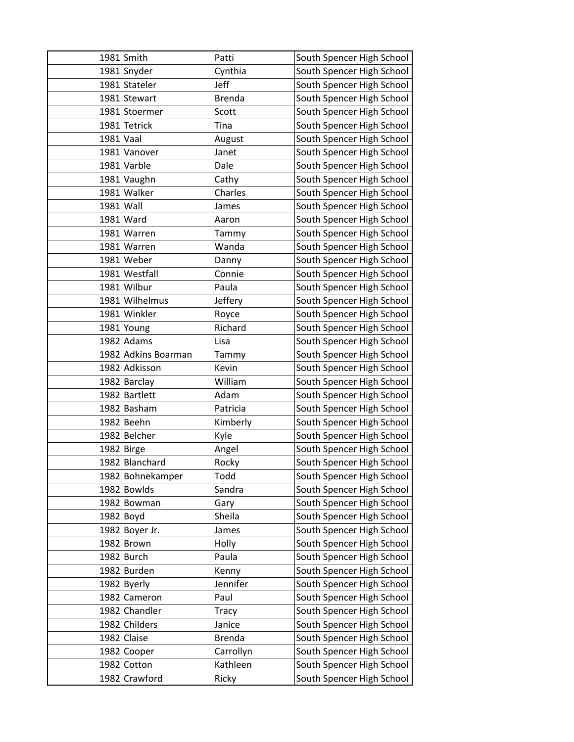| | | | |
|---|---|---|---|
| 1981 | Smith | Patti | South Spencer High School |
| 1981 | Snyder | Cynthia | South Spencer High School |
| 1981 | Stateler | Jeff | South Spencer High School |
| 1981 | Stewart | Brenda | South Spencer High School |
| 1981 | Stoermer | Scott | South Spencer High School |
| 1981 | Tetrick | Tina | South Spencer High School |
| 1981 | Vaal | August | South Spencer High School |
| 1981 | Vanover | Janet | South Spencer High School |
| 1981 | Varble | Dale | South Spencer High School |
| 1981 | Vaughn | Cathy | South Spencer High School |
| 1981 | Walker | Charles | South Spencer High School |
| 1981 | Wall | James | South Spencer High School |
| 1981 | Ward | Aaron | South Spencer High School |
| 1981 | Warren | Tammy | South Spencer High School |
| 1981 | Warren | Wanda | South Spencer High School |
| 1981 | Weber | Danny | South Spencer High School |
| 1981 | Westfall | Connie | South Spencer High School |
| 1981 | Wilbur | Paula | South Spencer High School |
| 1981 | Wilhelmus | Jeffery | South Spencer High School |
| 1981 | Winkler | Royce | South Spencer High School |
| 1981 | Young | Richard | South Spencer High School |
| 1982 | Adams | Lisa | South Spencer High School |
| 1982 | Adkins Boarman | Tammy | South Spencer High School |
| 1982 | Adkisson | Kevin | South Spencer High School |
| 1982 | Barclay | William | South Spencer High School |
| 1982 | Bartlett | Adam | South Spencer High School |
| 1982 | Basham | Patricia | South Spencer High School |
| 1982 | Beehn | Kimberly | South Spencer High School |
| 1982 | Belcher | Kyle | South Spencer High School |
| 1982 | Birge | Angel | South Spencer High School |
| 1982 | Blanchard | Rocky | South Spencer High School |
| 1982 | Bohnekamper | Todd | South Spencer High School |
| 1982 | Bowlds | Sandra | South Spencer High School |
| 1982 | Bowman | Gary | South Spencer High School |
| 1982 | Boyd | Sheila | South Spencer High School |
| 1982 | Boyer Jr. | James | South Spencer High School |
| 1982 | Brown | Holly | South Spencer High School |
| 1982 | Burch | Paula | South Spencer High School |
| 1982 | Burden | Kenny | South Spencer High School |
| 1982 | Byerly | Jennifer | South Spencer High School |
| 1982 | Cameron | Paul | South Spencer High School |
| 1982 | Chandler | Tracy | South Spencer High School |
| 1982 | Childers | Janice | South Spencer High School |
| 1982 | Claise | Brenda | South Spencer High School |
| 1982 | Cooper | Carrollyn | South Spencer High School |
| 1982 | Cotton | Kathleen | South Spencer High School |
| 1982 | Crawford | Ricky | South Spencer High School |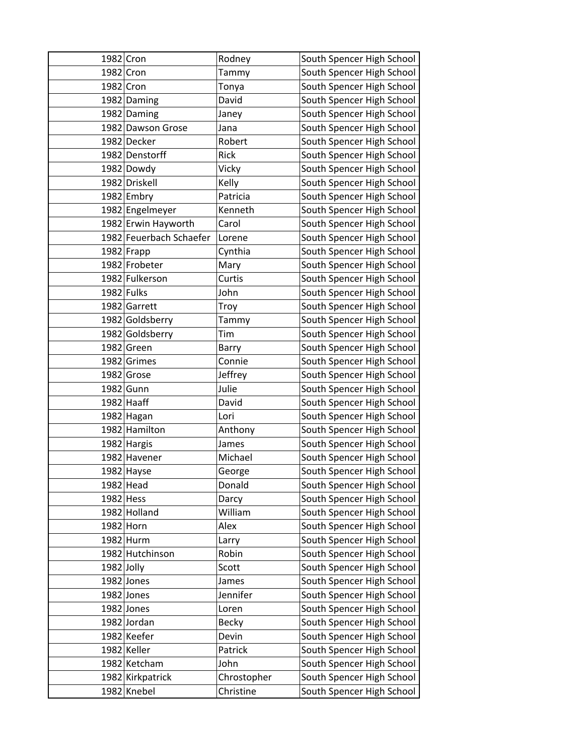| 1982 | Cron | Rodney | South Spencer High School |
|---|---|---|---|
| 1982 | Cron | Tammy | South Spencer High School |
| 1982 | Cron | Tonya | South Spencer High School |
| 1982 | Daming | David | South Spencer High School |
| 1982 | Daming | Janey | South Spencer High School |
| 1982 | Dawson Grose | Jana | South Spencer High School |
| 1982 | Decker | Robert | South Spencer High School |
| 1982 | Denstorff | Rick | South Spencer High School |
| 1982 | Dowdy | Vicky | South Spencer High School |
| 1982 | Driskell | Kelly | South Spencer High School |
| 1982 | Embry | Patricia | South Spencer High School |
| 1982 | Engelmeyer | Kenneth | South Spencer High School |
| 1982 | Erwin Hayworth | Carol | South Spencer High School |
| 1982 | Feuerbach Schaefer | Lorene | South Spencer High School |
| 1982 | Frapp | Cynthia | South Spencer High School |
| 1982 | Frobeter | Mary | South Spencer High School |
| 1982 | Fulkerson | Curtis | South Spencer High School |
| 1982 | Fulks | John | South Spencer High School |
| 1982 | Garrett | Troy | South Spencer High School |
| 1982 | Goldsberry | Tammy | South Spencer High School |
| 1982 | Goldsberry | Tim | South Spencer High School |
| 1982 | Green | Barry | South Spencer High School |
| 1982 | Grimes | Connie | South Spencer High School |
| 1982 | Grose | Jeffrey | South Spencer High School |
| 1982 | Gunn | Julie | South Spencer High School |
| 1982 | Haaff | David | South Spencer High School |
| 1982 | Hagan | Lori | South Spencer High School |
| 1982 | Hamilton | Anthony | South Spencer High School |
| 1982 | Hargis | James | South Spencer High School |
| 1982 | Havener | Michael | South Spencer High School |
| 1982 | Hayse | George | South Spencer High School |
| 1982 | Head | Donald | South Spencer High School |
| 1982 | Hess | Darcy | South Spencer High School |
| 1982 | Holland | William | South Spencer High School |
| 1982 | Horn | Alex | South Spencer High School |
| 1982 | Hurm | Larry | South Spencer High School |
| 1982 | Hutchinson | Robin | South Spencer High School |
| 1982 | Jolly | Scott | South Spencer High School |
| 1982 | Jones | James | South Spencer High School |
| 1982 | Jones | Jennifer | South Spencer High School |
| 1982 | Jones | Loren | South Spencer High School |
| 1982 | Jordan | Becky | South Spencer High School |
| 1982 | Keefer | Devin | South Spencer High School |
| 1982 | Keller | Patrick | South Spencer High School |
| 1982 | Ketcham | John | South Spencer High School |
| 1982 | Kirkpatrick | Chrostopher | South Spencer High School |
| 1982 | Knebel | Christine | South Spencer High School |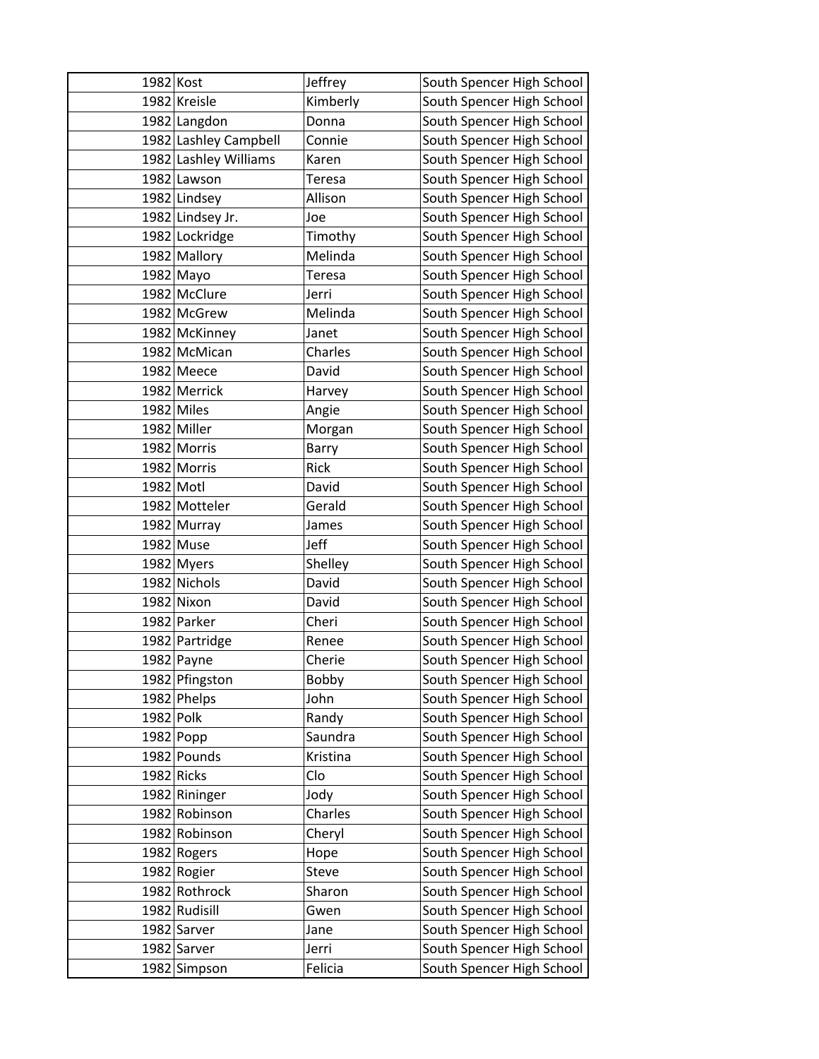| 1982 | Kost | Jeffrey | South Spencer High School |
|---|---|---|---|
| 1982 | Kreisle | Kimberly | South Spencer High School |
| 1982 | Langdon | Donna | South Spencer High School |
| 1982 | Lashley Campbell | Connie | South Spencer High School |
| 1982 | Lashley Williams | Karen | South Spencer High School |
| 1982 | Lawson | Teresa | South Spencer High School |
| 1982 | Lindsey | Allison | South Spencer High School |
| 1982 | Lindsey Jr. | Joe | South Spencer High School |
| 1982 | Lockridge | Timothy | South Spencer High School |
| 1982 | Mallory | Melinda | South Spencer High School |
| 1982 | Mayo | Teresa | South Spencer High School |
| 1982 | McClure | Jerri | South Spencer High School |
| 1982 | McGrew | Melinda | South Spencer High School |
| 1982 | McKinney | Janet | South Spencer High School |
| 1982 | McMican | Charles | South Spencer High School |
| 1982 | Meece | David | South Spencer High School |
| 1982 | Merrick | Harvey | South Spencer High School |
| 1982 | Miles | Angie | South Spencer High School |
| 1982 | Miller | Morgan | South Spencer High School |
| 1982 | Morris | Barry | South Spencer High School |
| 1982 | Morris | Rick | South Spencer High School |
| 1982 | Motl | David | South Spencer High School |
| 1982 | Motteler | Gerald | South Spencer High School |
| 1982 | Murray | James | South Spencer High School |
| 1982 | Muse | Jeff | South Spencer High School |
| 1982 | Myers | Shelley | South Spencer High School |
| 1982 | Nichols | David | South Spencer High School |
| 1982 | Nixon | David | South Spencer High School |
| 1982 | Parker | Cheri | South Spencer High School |
| 1982 | Partridge | Renee | South Spencer High School |
| 1982 | Payne | Cherie | South Spencer High School |
| 1982 | Pfingston | Bobby | South Spencer High School |
| 1982 | Phelps | John | South Spencer High School |
| 1982 | Polk | Randy | South Spencer High School |
| 1982 | Popp | Saundra | South Spencer High School |
| 1982 | Pounds | Kristina | South Spencer High School |
| 1982 | Ricks | Clo | South Spencer High School |
| 1982 | Rininger | Jody | South Spencer High School |
| 1982 | Robinson | Charles | South Spencer High School |
| 1982 | Robinson | Cheryl | South Spencer High School |
| 1982 | Rogers | Hope | South Spencer High School |
| 1982 | Rogier | Steve | South Spencer High School |
| 1982 | Rothrock | Sharon | South Spencer High School |
| 1982 | Rudisill | Gwen | South Spencer High School |
| 1982 | Sarver | Jane | South Spencer High School |
| 1982 | Sarver | Jerri | South Spencer High School |
| 1982 | Simpson | Felicia | South Spencer High School |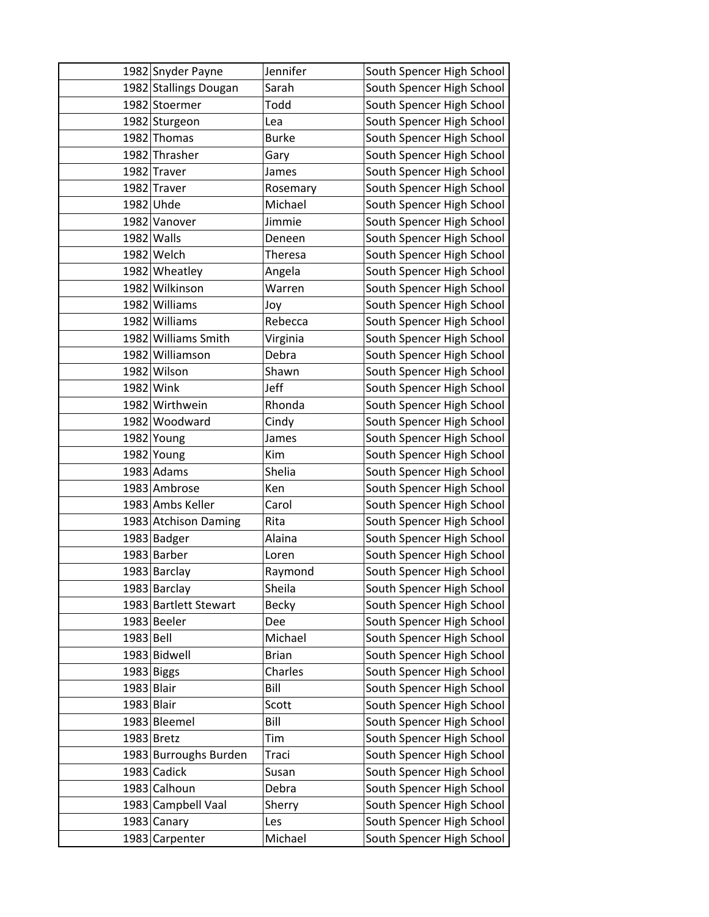| | | | |
|---|---|---|---|
| 1982 | Snyder Payne | Jennifer | South Spencer High School |
| 1982 | Stallings Dougan | Sarah | South Spencer High School |
| 1982 | Stoermer | Todd | South Spencer High School |
| 1982 | Sturgeon | Lea | South Spencer High School |
| 1982 | Thomas | Burke | South Spencer High School |
| 1982 | Thrasher | Gary | South Spencer High School |
| 1982 | Traver | James | South Spencer High School |
| 1982 | Traver | Rosemary | South Spencer High School |
| 1982 | Uhde | Michael | South Spencer High School |
| 1982 | Vanover | Jimmie | South Spencer High School |
| 1982 | Walls | Deneen | South Spencer High School |
| 1982 | Welch | Theresa | South Spencer High School |
| 1982 | Wheatley | Angela | South Spencer High School |
| 1982 | Wilkinson | Warren | South Spencer High School |
| 1982 | Williams | Joy | South Spencer High School |
| 1982 | Williams | Rebecca | South Spencer High School |
| 1982 | Williams Smith | Virginia | South Spencer High School |
| 1982 | Williamson | Debra | South Spencer High School |
| 1982 | Wilson | Shawn | South Spencer High School |
| 1982 | Wink | Jeff | South Spencer High School |
| 1982 | Wirthwein | Rhonda | South Spencer High School |
| 1982 | Woodward | Cindy | South Spencer High School |
| 1982 | Young | James | South Spencer High School |
| 1982 | Young | Kim | South Spencer High School |
| 1983 | Adams | Shelia | South Spencer High School |
| 1983 | Ambrose | Ken | South Spencer High School |
| 1983 | Ambs Keller | Carol | South Spencer High School |
| 1983 | Atchison Daming | Rita | South Spencer High School |
| 1983 | Badger | Alaina | South Spencer High School |
| 1983 | Barber | Loren | South Spencer High School |
| 1983 | Barclay | Raymond | South Spencer High School |
| 1983 | Barclay | Sheila | South Spencer High School |
| 1983 | Bartlett Stewart | Becky | South Spencer High School |
| 1983 | Beeler | Dee | South Spencer High School |
| 1983 | Bell | Michael | South Spencer High School |
| 1983 | Bidwell | Brian | South Spencer High School |
| 1983 | Biggs | Charles | South Spencer High School |
| 1983 | Blair | Bill | South Spencer High School |
| 1983 | Blair | Scott | South Spencer High School |
| 1983 | Bleemel | Bill | South Spencer High School |
| 1983 | Bretz | Tim | South Spencer High School |
| 1983 | Burroughs Burden | Traci | South Spencer High School |
| 1983 | Cadick | Susan | South Spencer High School |
| 1983 | Calhoun | Debra | South Spencer High School |
| 1983 | Campbell Vaal | Sherry | South Spencer High School |
| 1983 | Canary | Les | South Spencer High School |
| 1983 | Carpenter | Michael | South Spencer High School |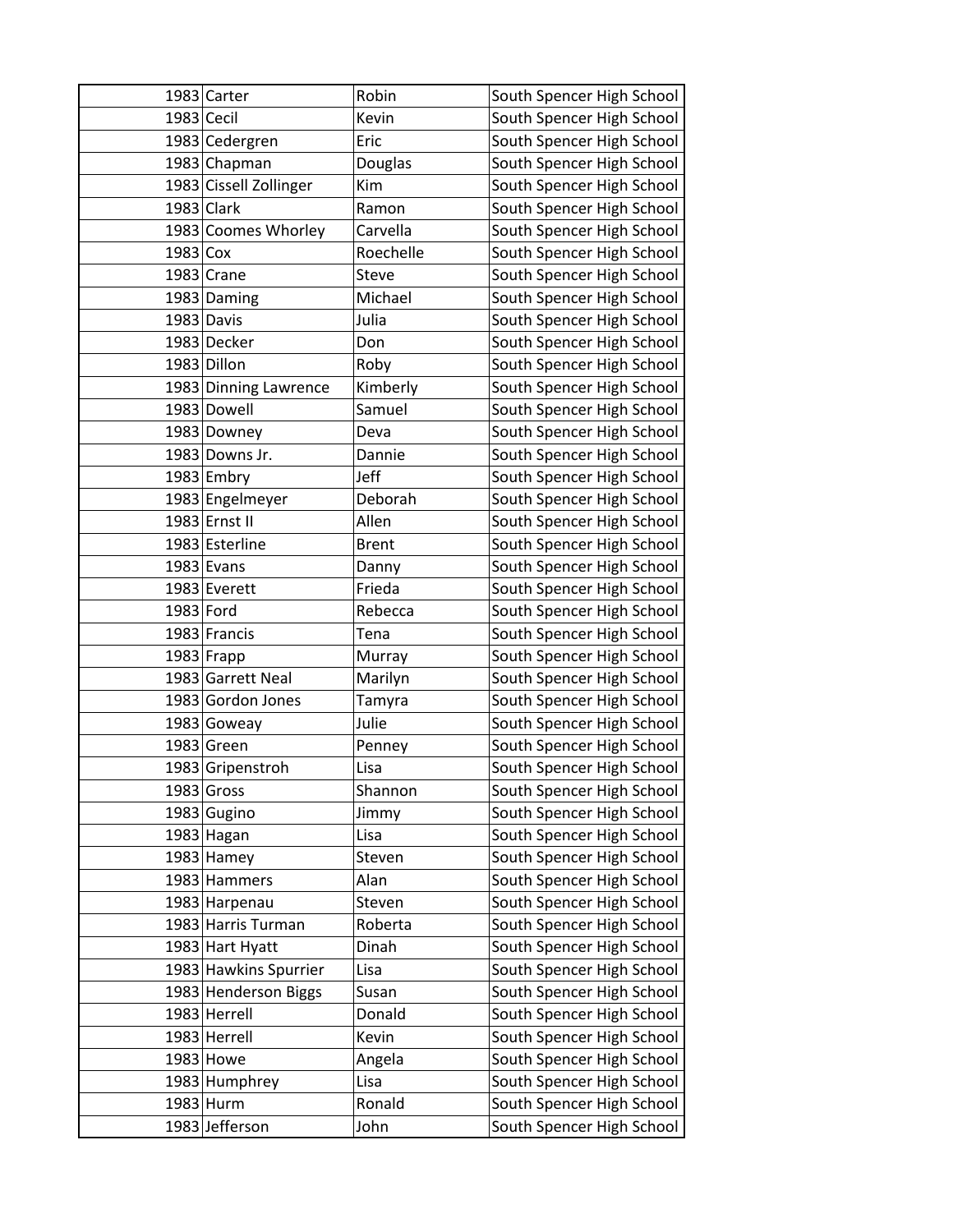| 1983 | Carter | Robin | South Spencer High School |
|---|---|---|---|
| 1983 | Cecil | Kevin | South Spencer High School |
| 1983 | Cedergren | Eric | South Spencer High School |
| 1983 | Chapman | Douglas | South Spencer High School |
| 1983 | Cissell Zollinger | Kim | South Spencer High School |
| 1983 | Clark | Ramon | South Spencer High School |
| 1983 | Coomes Whorley | Carvella | South Spencer High School |
| 1983 | Cox | Roechelle | South Spencer High School |
| 1983 | Crane | Steve | South Spencer High School |
| 1983 | Daming | Michael | South Spencer High School |
| 1983 | Davis | Julia | South Spencer High School |
| 1983 | Decker | Don | South Spencer High School |
| 1983 | Dillon | Roby | South Spencer High School |
| 1983 | Dinning Lawrence | Kimberly | South Spencer High School |
| 1983 | Dowell | Samuel | South Spencer High School |
| 1983 | Downey | Deva | South Spencer High School |
| 1983 | Downs Jr. | Dannie | South Spencer High School |
| 1983 | Embry | Jeff | South Spencer High School |
| 1983 | Engelmeyer | Deborah | South Spencer High School |
| 1983 | Ernst II | Allen | South Spencer High School |
| 1983 | Esterline | Brent | South Spencer High School |
| 1983 | Evans | Danny | South Spencer High School |
| 1983 | Everett | Frieda | South Spencer High School |
| 1983 | Ford | Rebecca | South Spencer High School |
| 1983 | Francis | Tena | South Spencer High School |
| 1983 | Frapp | Murray | South Spencer High School |
| 1983 | Garrett Neal | Marilyn | South Spencer High School |
| 1983 | Gordon Jones | Tamyra | South Spencer High School |
| 1983 | Goweay | Julie | South Spencer High School |
| 1983 | Green | Penney | South Spencer High School |
| 1983 | Gripenstroh | Lisa | South Spencer High School |
| 1983 | Gross | Shannon | South Spencer High School |
| 1983 | Gugino | Jimmy | South Spencer High School |
| 1983 | Hagan | Lisa | South Spencer High School |
| 1983 | Hamey | Steven | South Spencer High School |
| 1983 | Hammers | Alan | South Spencer High School |
| 1983 | Harpenau | Steven | South Spencer High School |
| 1983 | Harris Turman | Roberta | South Spencer High School |
| 1983 | Hart Hyatt | Dinah | South Spencer High School |
| 1983 | Hawkins Spurrier | Lisa | South Spencer High School |
| 1983 | Henderson Biggs | Susan | South Spencer High School |
| 1983 | Herrell | Donald | South Spencer High School |
| 1983 | Herrell | Kevin | South Spencer High School |
| 1983 | Howe | Angela | South Spencer High School |
| 1983 | Humphrey | Lisa | South Spencer High School |
| 1983 | Hurm | Ronald | South Spencer High School |
| 1983 | Jefferson | John | South Spencer High School |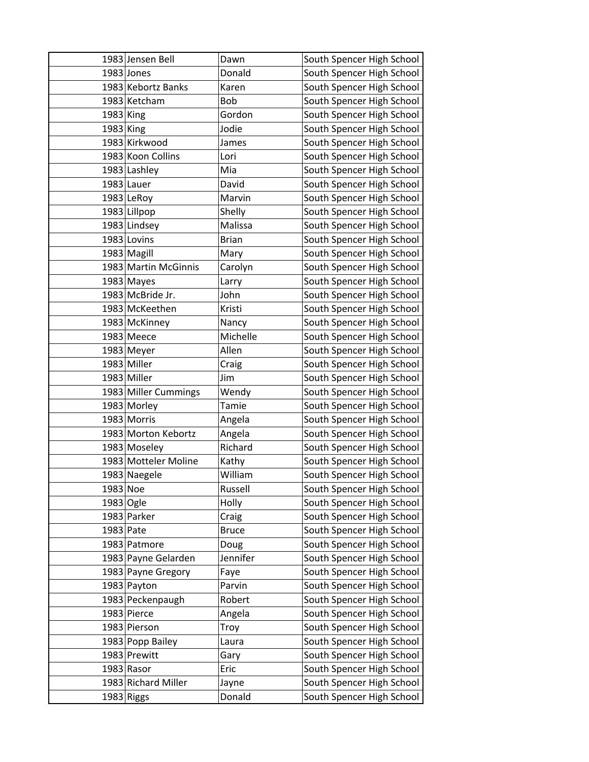| | | | |
|---|---|---|---|
| 1983 | Jensen Bell | Dawn | South Spencer High School |
| 1983 | Jones | Donald | South Spencer High School |
| 1983 | Kebortz Banks | Karen | South Spencer High School |
| 1983 | Ketcham | Bob | South Spencer High School |
| 1983 | King | Gordon | South Spencer High School |
| 1983 | King | Jodie | South Spencer High School |
| 1983 | Kirkwood | James | South Spencer High School |
| 1983 | Koon Collins | Lori | South Spencer High School |
| 1983 | Lashley | Mia | South Spencer High School |
| 1983 | Lauer | David | South Spencer High School |
| 1983 | LeRoy | Marvin | South Spencer High School |
| 1983 | Lillpop | Shelly | South Spencer High School |
| 1983 | Lindsey | Malissa | South Spencer High School |
| 1983 | Lovins | Brian | South Spencer High School |
| 1983 | Magill | Mary | South Spencer High School |
| 1983 | Martin McGinnis | Carolyn | South Spencer High School |
| 1983 | Mayes | Larry | South Spencer High School |
| 1983 | McBride Jr. | John | South Spencer High School |
| 1983 | McKeethen | Kristi | South Spencer High School |
| 1983 | McKinney | Nancy | South Spencer High School |
| 1983 | Meece | Michelle | South Spencer High School |
| 1983 | Meyer | Allen | South Spencer High School |
| 1983 | Miller | Craig | South Spencer High School |
| 1983 | Miller | Jim | South Spencer High School |
| 1983 | Miller Cummings | Wendy | South Spencer High School |
| 1983 | Morley | Tamie | South Spencer High School |
| 1983 | Morris | Angela | South Spencer High School |
| 1983 | Morton Kebortz | Angela | South Spencer High School |
| 1983 | Moseley | Richard | South Spencer High School |
| 1983 | Motteler Moline | Kathy | South Spencer High School |
| 1983 | Naegele | William | South Spencer High School |
| 1983 | Noe | Russell | South Spencer High School |
| 1983 | Ogle | Holly | South Spencer High School |
| 1983 | Parker | Craig | South Spencer High School |
| 1983 | Pate | Bruce | South Spencer High School |
| 1983 | Patmore | Doug | South Spencer High School |
| 1983 | Payne Gelarden | Jennifer | South Spencer High School |
| 1983 | Payne Gregory | Faye | South Spencer High School |
| 1983 | Payton | Parvin | South Spencer High School |
| 1983 | Peckenpaugh | Robert | South Spencer High School |
| 1983 | Pierce | Angela | South Spencer High School |
| 1983 | Pierson | Troy | South Spencer High School |
| 1983 | Popp Bailey | Laura | South Spencer High School |
| 1983 | Prewitt | Gary | South Spencer High School |
| 1983 | Rasor | Eric | South Spencer High School |
| 1983 | Richard Miller | Jayne | South Spencer High School |
| 1983 | Riggs | Donald | South Spencer High School |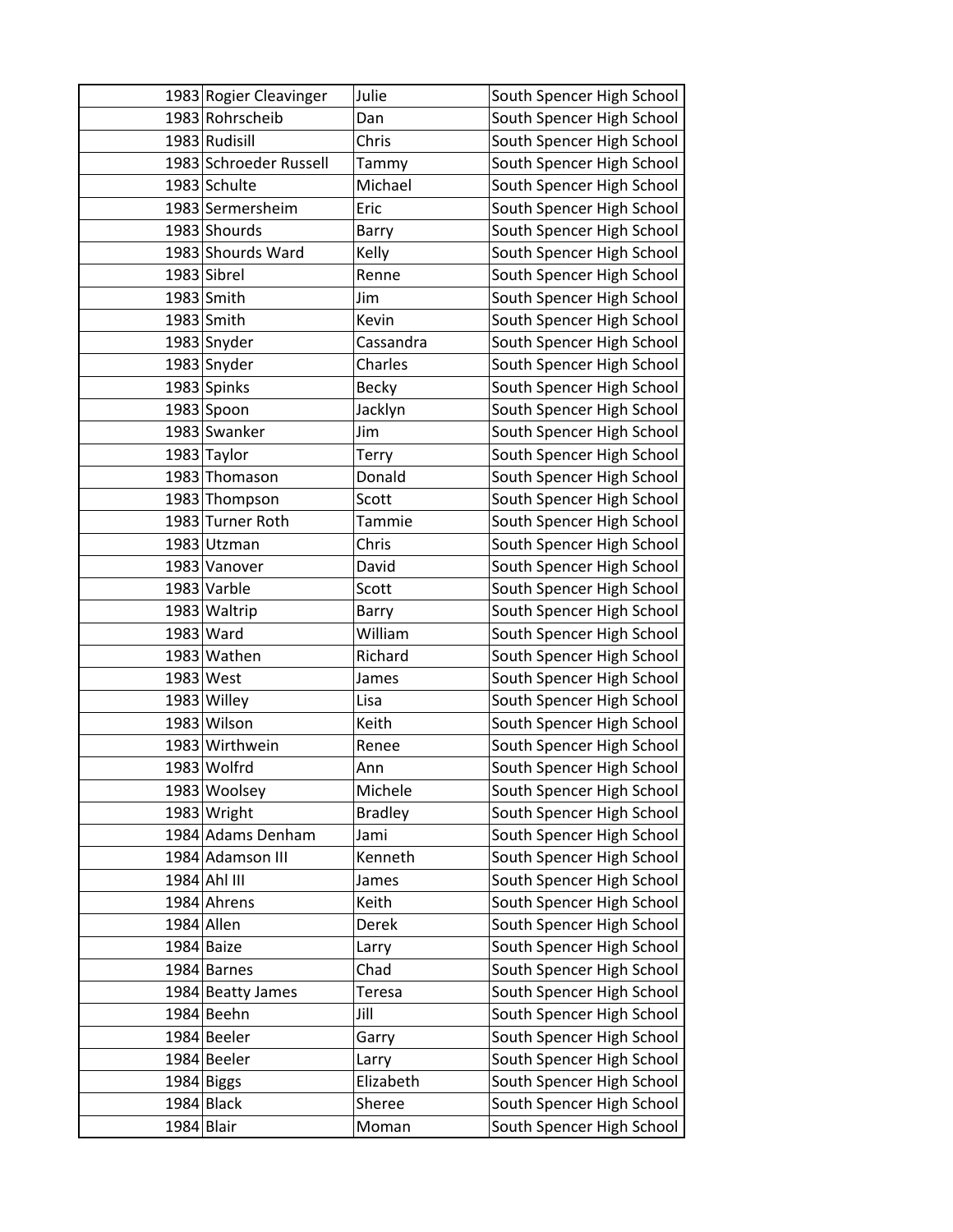| | | | |
|---|---|---|---|
| 1983 | Rogier Cleavinger | Julie | South Spencer High School |
| 1983 | Rohrscheib | Dan | South Spencer High School |
| 1983 | Rudisill | Chris | South Spencer High School |
| 1983 | Schroeder Russell | Tammy | South Spencer High School |
| 1983 | Schulte | Michael | South Spencer High School |
| 1983 | Sermersheim | Eric | South Spencer High School |
| 1983 | Shourds | Barry | South Spencer High School |
| 1983 | Shourds Ward | Kelly | South Spencer High School |
| 1983 | Sibrel | Renne | South Spencer High School |
| 1983 | Smith | Jim | South Spencer High School |
| 1983 | Smith | Kevin | South Spencer High School |
| 1983 | Snyder | Cassandra | South Spencer High School |
| 1983 | Snyder | Charles | South Spencer High School |
| 1983 | Spinks | Becky | South Spencer High School |
| 1983 | Spoon | Jacklyn | South Spencer High School |
| 1983 | Swanker | Jim | South Spencer High School |
| 1983 | Taylor | Terry | South Spencer High School |
| 1983 | Thomason | Donald | South Spencer High School |
| 1983 | Thompson | Scott | South Spencer High School |
| 1983 | Turner Roth | Tammie | South Spencer High School |
| 1983 | Utzman | Chris | South Spencer High School |
| 1983 | Vanover | David | South Spencer High School |
| 1983 | Varble | Scott | South Spencer High School |
| 1983 | Waltrip | Barry | South Spencer High School |
| 1983 | Ward | William | South Spencer High School |
| 1983 | Wathen | Richard | South Spencer High School |
| 1983 | West | James | South Spencer High School |
| 1983 | Willey | Lisa | South Spencer High School |
| 1983 | Wilson | Keith | South Spencer High School |
| 1983 | Wirthwein | Renee | South Spencer High School |
| 1983 | Wolfrd | Ann | South Spencer High School |
| 1983 | Woolsey | Michele | South Spencer High School |
| 1983 | Wright | Bradley | South Spencer High School |
| 1984 | Adams Denham | Jami | South Spencer High School |
| 1984 | Adamson III | Kenneth | South Spencer High School |
| 1984 | Ahl III | James | South Spencer High School |
| 1984 | Ahrens | Keith | South Spencer High School |
| 1984 | Allen | Derek | South Spencer High School |
| 1984 | Baize | Larry | South Spencer High School |
| 1984 | Barnes | Chad | South Spencer High School |
| 1984 | Beatty James | Teresa | South Spencer High School |
| 1984 | Beehn | Jill | South Spencer High School |
| 1984 | Beeler | Garry | South Spencer High School |
| 1984 | Beeler | Larry | South Spencer High School |
| 1984 | Biggs | Elizabeth | South Spencer High School |
| 1984 | Black | Sheree | South Spencer High School |
| 1984 | Blair | Moman | South Spencer High School |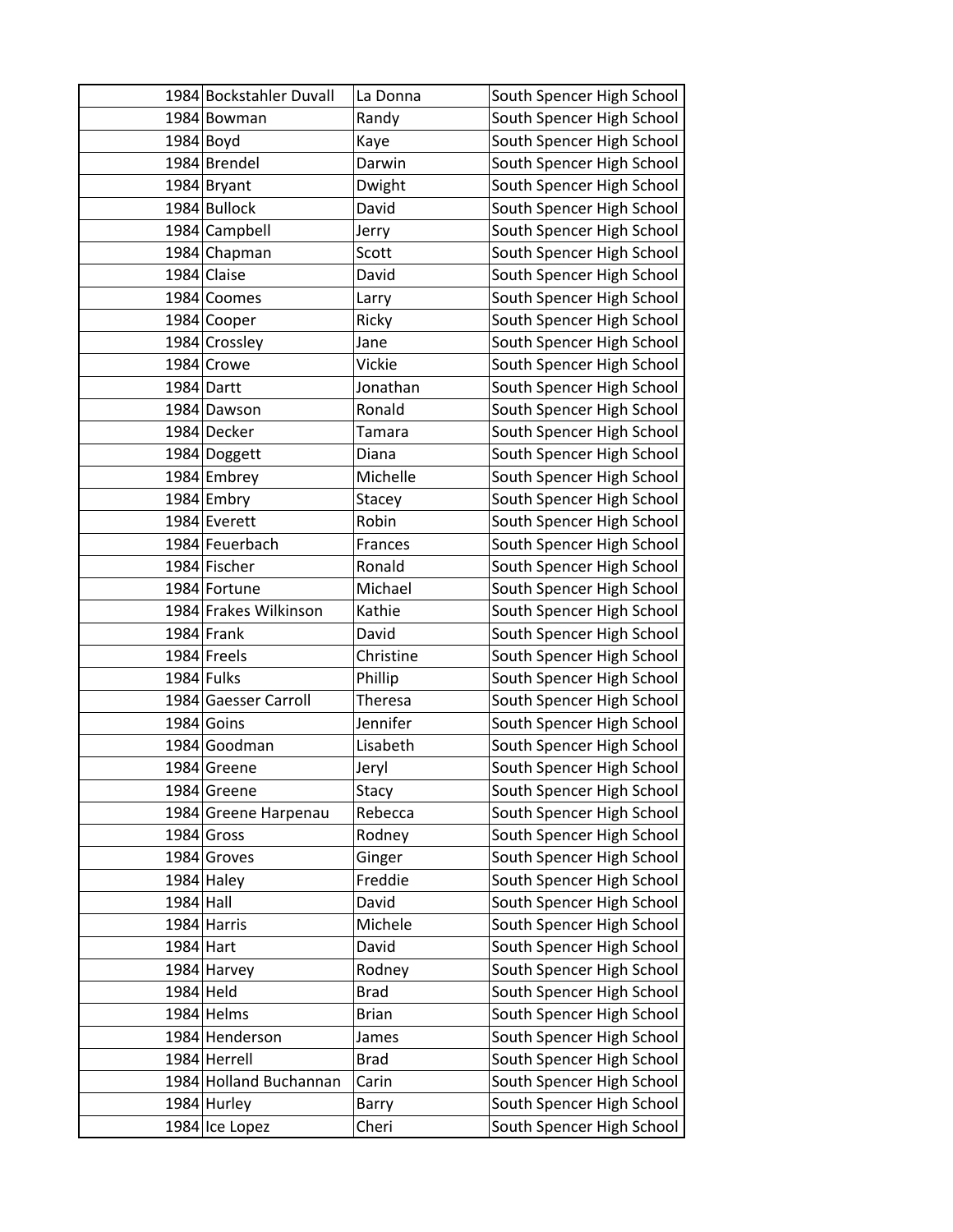| | | | |
|---|---|---|---|
| 1984 | Bockstahler Duvall | La Donna | South Spencer High School |
| 1984 | Bowman | Randy | South Spencer High School |
| 1984 | Boyd | Kaye | South Spencer High School |
| 1984 | Brendel | Darwin | South Spencer High School |
| 1984 | Bryant | Dwight | South Spencer High School |
| 1984 | Bullock | David | South Spencer High School |
| 1984 | Campbell | Jerry | South Spencer High School |
| 1984 | Chapman | Scott | South Spencer High School |
| 1984 | Claise | David | South Spencer High School |
| 1984 | Coomes | Larry | South Spencer High School |
| 1984 | Cooper | Ricky | South Spencer High School |
| 1984 | Crossley | Jane | South Spencer High School |
| 1984 | Crowe | Vickie | South Spencer High School |
| 1984 | Dartt | Jonathan | South Spencer High School |
| 1984 | Dawson | Ronald | South Spencer High School |
| 1984 | Decker | Tamara | South Spencer High School |
| 1984 | Doggett | Diana | South Spencer High School |
| 1984 | Embrey | Michelle | South Spencer High School |
| 1984 | Embry | Stacey | South Spencer High School |
| 1984 | Everett | Robin | South Spencer High School |
| 1984 | Feuerbach | Frances | South Spencer High School |
| 1984 | Fischer | Ronald | South Spencer High School |
| 1984 | Fortune | Michael | South Spencer High School |
| 1984 | Frakes Wilkinson | Kathie | South Spencer High School |
| 1984 | Frank | David | South Spencer High School |
| 1984 | Freels | Christine | South Spencer High School |
| 1984 | Fulks | Phillip | South Spencer High School |
| 1984 | Gaesser Carroll | Theresa | South Spencer High School |
| 1984 | Goins | Jennifer | South Spencer High School |
| 1984 | Goodman | Lisabeth | South Spencer High School |
| 1984 | Greene | Jeryl | South Spencer High School |
| 1984 | Greene | Stacy | South Spencer High School |
| 1984 | Greene Harpenau | Rebecca | South Spencer High School |
| 1984 | Gross | Rodney | South Spencer High School |
| 1984 | Groves | Ginger | South Spencer High School |
| 1984 | Haley | Freddie | South Spencer High School |
| 1984 | Hall | David | South Spencer High School |
| 1984 | Harris | Michele | South Spencer High School |
| 1984 | Hart | David | South Spencer High School |
| 1984 | Harvey | Rodney | South Spencer High School |
| 1984 | Held | Brad | South Spencer High School |
| 1984 | Helms | Brian | South Spencer High School |
| 1984 | Henderson | James | South Spencer High School |
| 1984 | Herrell | Brad | South Spencer High School |
| 1984 | Holland Buchannan | Carin | South Spencer High School |
| 1984 | Hurley | Barry | South Spencer High School |
| 1984 | Ice Lopez | Cheri | South Spencer High School |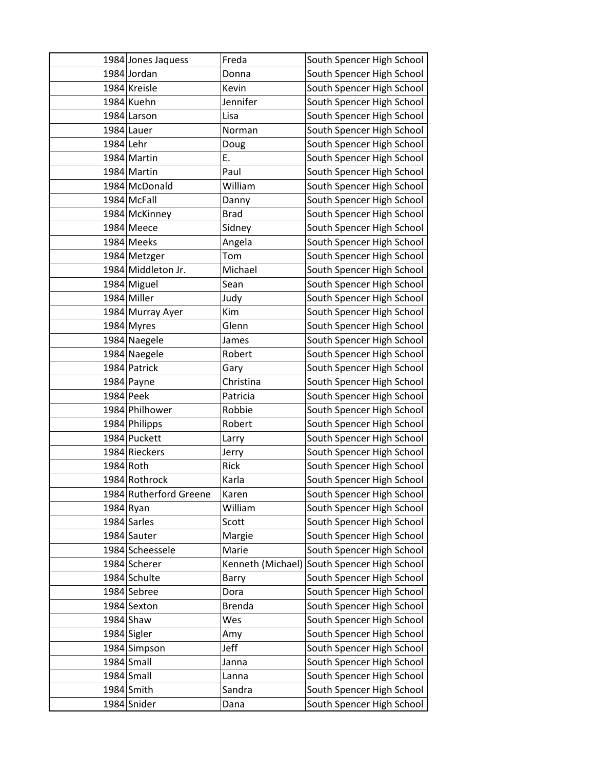| 1984 | Jones Jaquess | Freda | South Spencer High School |
|---|---|---|---|
| 1984 | Jordan | Donna | South Spencer High School |
| 1984 | Kreisle | Kevin | South Spencer High School |
| 1984 | Kuehn | Jennifer | South Spencer High School |
| 1984 | Larson | Lisa | South Spencer High School |
| 1984 | Lauer | Norman | South Spencer High School |
| 1984 | Lehr | Doug | South Spencer High School |
| 1984 | Martin | E. | South Spencer High School |
| 1984 | Martin | Paul | South Spencer High School |
| 1984 | McDonald | William | South Spencer High School |
| 1984 | McFall | Danny | South Spencer High School |
| 1984 | McKinney | Brad | South Spencer High School |
| 1984 | Meece | Sidney | South Spencer High School |
| 1984 | Meeks | Angela | South Spencer High School |
| 1984 | Metzger | Tom | South Spencer High School |
| 1984 | Middleton Jr. | Michael | South Spencer High School |
| 1984 | Miguel | Sean | South Spencer High School |
| 1984 | Miller | Judy | South Spencer High School |
| 1984 | Murray Ayer | Kim | South Spencer High School |
| 1984 | Myres | Glenn | South Spencer High School |
| 1984 | Naegele | James | South Spencer High School |
| 1984 | Naegele | Robert | South Spencer High School |
| 1984 | Patrick | Gary | South Spencer High School |
| 1984 | Payne | Christina | South Spencer High School |
| 1984 | Peek | Patricia | South Spencer High School |
| 1984 | Philhower | Robbie | South Spencer High School |
| 1984 | Philipps | Robert | South Spencer High School |
| 1984 | Puckett | Larry | South Spencer High School |
| 1984 | Rieckers | Jerry | South Spencer High School |
| 1984 | Roth | Rick | South Spencer High School |
| 1984 | Rothrock | Karla | South Spencer High School |
| 1984 | Rutherford Greene | Karen | South Spencer High School |
| 1984 | Ryan | William | South Spencer High School |
| 1984 | Sarles | Scott | South Spencer High School |
| 1984 | Sauter | Margie | South Spencer High School |
| 1984 | Scheessele | Marie | South Spencer High School |
| 1984 | Scherer | Kenneth (Michael) | South Spencer High School |
| 1984 | Schulte | Barry | South Spencer High School |
| 1984 | Sebree | Dora | South Spencer High School |
| 1984 | Sexton | Brenda | South Spencer High School |
| 1984 | Shaw | Wes | South Spencer High School |
| 1984 | Sigler | Amy | South Spencer High School |
| 1984 | Simpson | Jeff | South Spencer High School |
| 1984 | Small | Janna | South Spencer High School |
| 1984 | Small | Lanna | South Spencer High School |
| 1984 | Smith | Sandra | South Spencer High School |
| 1984 | Snider | Dana | South Spencer High School |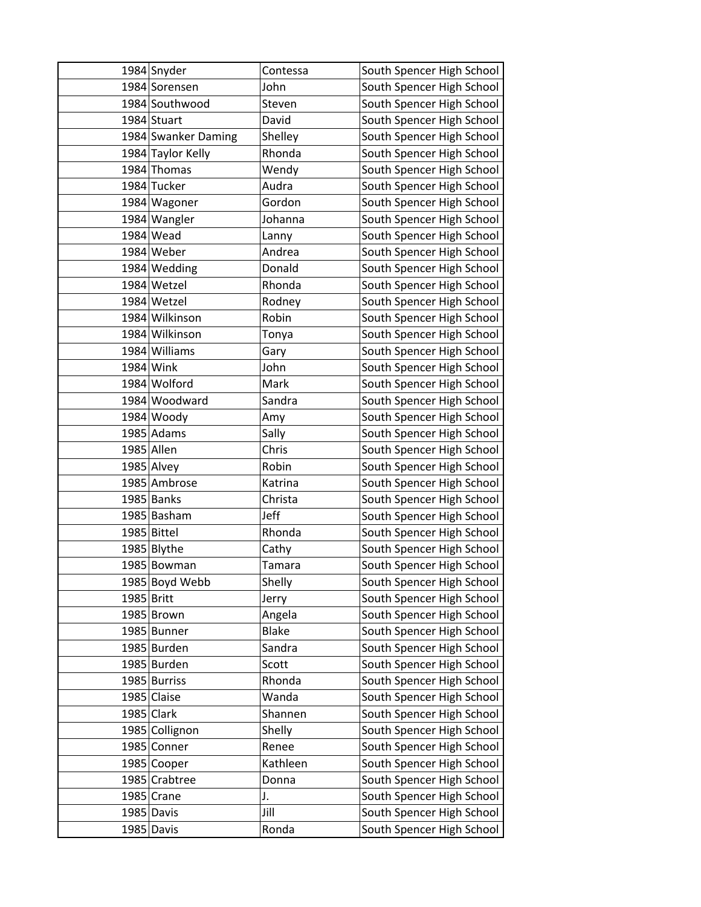| 1984 | Snyder | Contessa | South Spencer High School |
|---|---|---|---|
| 1984 | Sorensen | John | South Spencer High School |
| 1984 | Southwood | Steven | South Spencer High School |
| 1984 | Stuart | David | South Spencer High School |
| 1984 | Swanker Daming | Shelley | South Spencer High School |
| 1984 | Taylor Kelly | Rhonda | South Spencer High School |
| 1984 | Thomas | Wendy | South Spencer High School |
| 1984 | Tucker | Audra | South Spencer High School |
| 1984 | Wagoner | Gordon | South Spencer High School |
| 1984 | Wangler | Johanna | South Spencer High School |
| 1984 | Wead | Lanny | South Spencer High School |
| 1984 | Weber | Andrea | South Spencer High School |
| 1984 | Wedding | Donald | South Spencer High School |
| 1984 | Wetzel | Rhonda | South Spencer High School |
| 1984 | Wetzel | Rodney | South Spencer High School |
| 1984 | Wilkinson | Robin | South Spencer High School |
| 1984 | Wilkinson | Tonya | South Spencer High School |
| 1984 | Williams | Gary | South Spencer High School |
| 1984 | Wink | John | South Spencer High School |
| 1984 | Wolford | Mark | South Spencer High School |
| 1984 | Woodward | Sandra | South Spencer High School |
| 1984 | Woody | Amy | South Spencer High School |
| 1985 | Adams | Sally | South Spencer High School |
| 1985 | Allen | Chris | South Spencer High School |
| 1985 | Alvey | Robin | South Spencer High School |
| 1985 | Ambrose | Katrina | South Spencer High School |
| 1985 | Banks | Christa | South Spencer High School |
| 1985 | Basham | Jeff | South Spencer High School |
| 1985 | Bittel | Rhonda | South Spencer High School |
| 1985 | Blythe | Cathy | South Spencer High School |
| 1985 | Bowman | Tamara | South Spencer High School |
| 1985 | Boyd Webb | Shelly | South Spencer High School |
| 1985 | Britt | Jerry | South Spencer High School |
| 1985 | Brown | Angela | South Spencer High School |
| 1985 | Bunner | Blake | South Spencer High School |
| 1985 | Burden | Sandra | South Spencer High School |
| 1985 | Burden | Scott | South Spencer High School |
| 1985 | Burriss | Rhonda | South Spencer High School |
| 1985 | Claise | Wanda | South Spencer High School |
| 1985 | Clark | Shannen | South Spencer High School |
| 1985 | Collignon | Shelly | South Spencer High School |
| 1985 | Conner | Renee | South Spencer High School |
| 1985 | Cooper | Kathleen | South Spencer High School |
| 1985 | Crabtree | Donna | South Spencer High School |
| 1985 | Crane | J. | South Spencer High School |
| 1985 | Davis | Jill | South Spencer High School |
| 1985 | Davis | Ronda | South Spencer High School |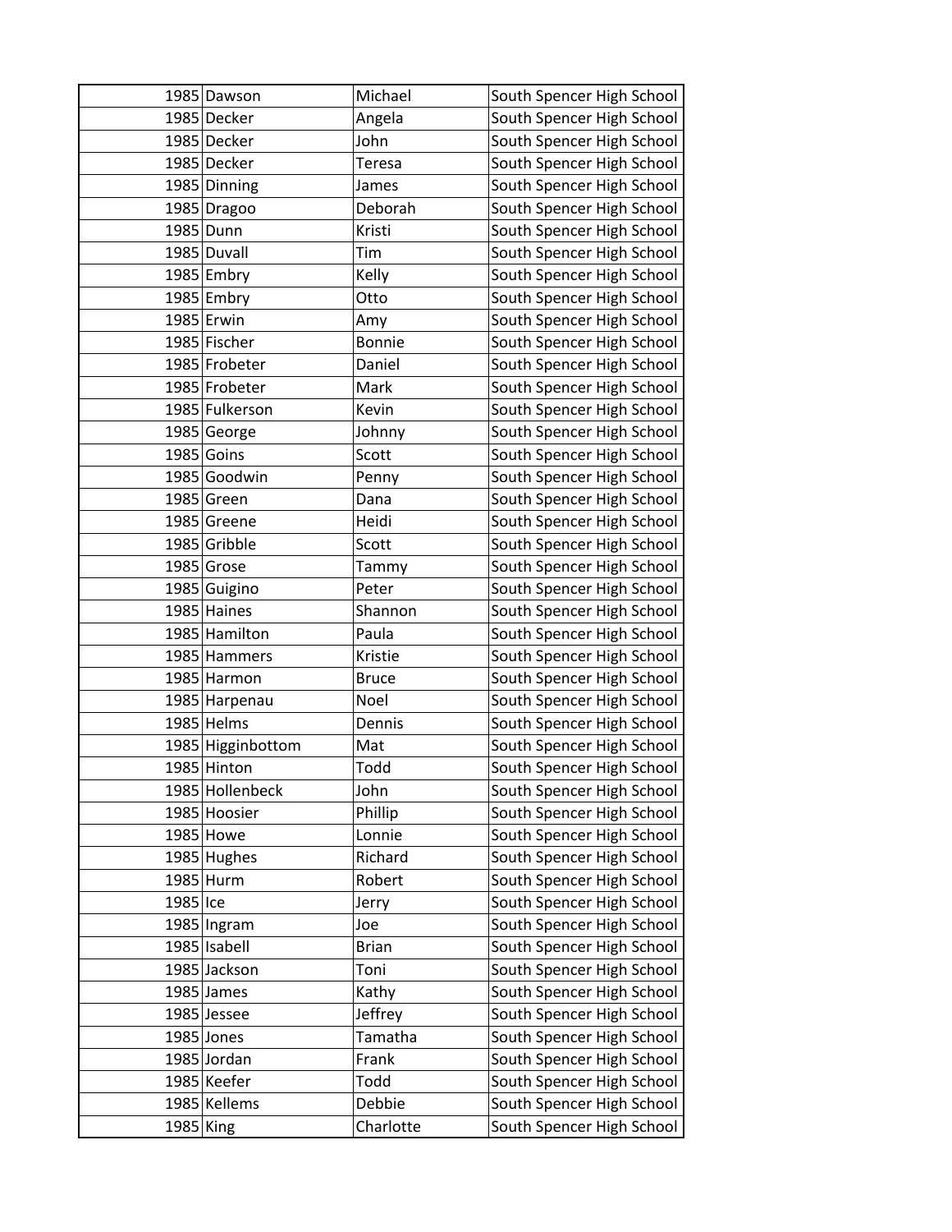| 1985 | Dawson | Michael | South Spencer High School |
|---|---|---|---|
| 1985 | Decker | Angela | South Spencer High School |
| 1985 | Decker | John | South Spencer High School |
| 1985 | Decker | Teresa | South Spencer High School |
| 1985 | Dinning | James | South Spencer High School |
| 1985 | Dragoo | Deborah | South Spencer High School |
| 1985 | Dunn | Kristi | South Spencer High School |
| 1985 | Duvall | Tim | South Spencer High School |
| 1985 | Embry | Kelly | South Spencer High School |
| 1985 | Embry | Otto | South Spencer High School |
| 1985 | Erwin | Amy | South Spencer High School |
| 1985 | Fischer | Bonnie | South Spencer High School |
| 1985 | Frobeter | Daniel | South Spencer High School |
| 1985 | Frobeter | Mark | South Spencer High School |
| 1985 | Fulkerson | Kevin | South Spencer High School |
| 1985 | George | Johnny | South Spencer High School |
| 1985 | Goins | Scott | South Spencer High School |
| 1985 | Goodwin | Penny | South Spencer High School |
| 1985 | Green | Dana | South Spencer High School |
| 1985 | Greene | Heidi | South Spencer High School |
| 1985 | Gribble | Scott | South Spencer High School |
| 1985 | Grose | Tammy | South Spencer High School |
| 1985 | Guigino | Peter | South Spencer High School |
| 1985 | Haines | Shannon | South Spencer High School |
| 1985 | Hamilton | Paula | South Spencer High School |
| 1985 | Hammers | Kristie | South Spencer High School |
| 1985 | Harmon | Bruce | South Spencer High School |
| 1985 | Harpenau | Noel | South Spencer High School |
| 1985 | Helms | Dennis | South Spencer High School |
| 1985 | Higginbottom | Mat | South Spencer High School |
| 1985 | Hinton | Todd | South Spencer High School |
| 1985 | Hollenbeck | John | South Spencer High School |
| 1985 | Hoosier | Phillip | South Spencer High School |
| 1985 | Howe | Lonnie | South Spencer High School |
| 1985 | Hughes | Richard | South Spencer High School |
| 1985 | Hurm | Robert | South Spencer High School |
| 1985 | Ice | Jerry | South Spencer High School |
| 1985 | Ingram | Joe | South Spencer High School |
| 1985 | Isabell | Brian | South Spencer High School |
| 1985 | Jackson | Toni | South Spencer High School |
| 1985 | James | Kathy | South Spencer High School |
| 1985 | Jessee | Jeffrey | South Spencer High School |
| 1985 | Jones | Tamatha | South Spencer High School |
| 1985 | Jordan | Frank | South Spencer High School |
| 1985 | Keefer | Todd | South Spencer High School |
| 1985 | Kellems | Debbie | South Spencer High School |
| 1985 | King | Charlotte | South Spencer High School |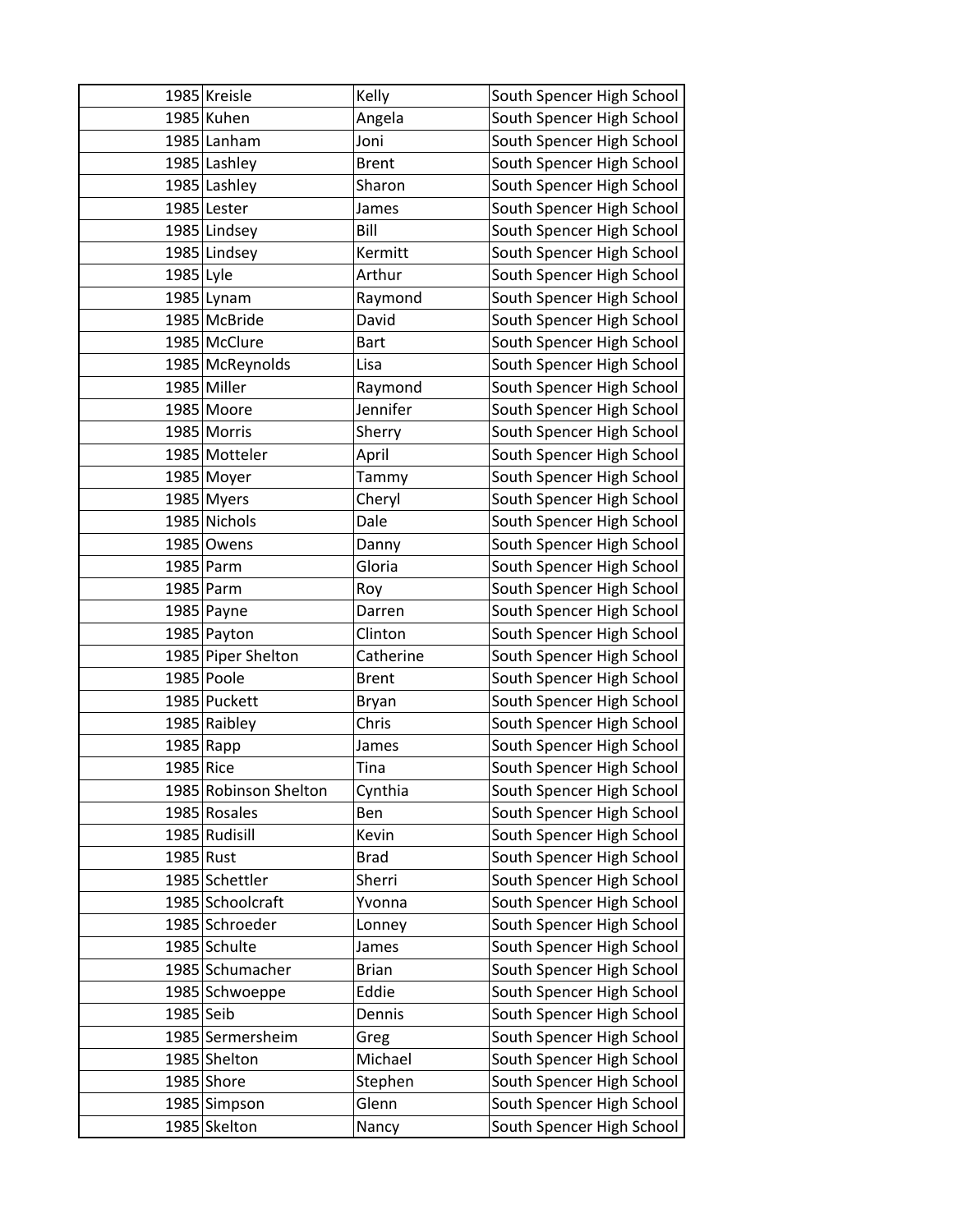| | | | |
|---|---|---|---|
| 1985 | Kreisle | Kelly | South Spencer High School |
| 1985 | Kuhen | Angela | South Spencer High School |
| 1985 | Lanham | Joni | South Spencer High School |
| 1985 | Lashley | Brent | South Spencer High School |
| 1985 | Lashley | Sharon | South Spencer High School |
| 1985 | Lester | James | South Spencer High School |
| 1985 | Lindsey | Bill | South Spencer High School |
| 1985 | Lindsey | Kermitt | South Spencer High School |
| 1985 | Lyle | Arthur | South Spencer High School |
| 1985 | Lynam | Raymond | South Spencer High School |
| 1985 | McBride | David | South Spencer High School |
| 1985 | McClure | Bart | South Spencer High School |
| 1985 | McReynolds | Lisa | South Spencer High School |
| 1985 | Miller | Raymond | South Spencer High School |
| 1985 | Moore | Jennifer | South Spencer High School |
| 1985 | Morris | Sherry | South Spencer High School |
| 1985 | Motteler | April | South Spencer High School |
| 1985 | Moyer | Tammy | South Spencer High School |
| 1985 | Myers | Cheryl | South Spencer High School |
| 1985 | Nichols | Dale | South Spencer High School |
| 1985 | Owens | Danny | South Spencer High School |
| 1985 | Parm | Gloria | South Spencer High School |
| 1985 | Parm | Roy | South Spencer High School |
| 1985 | Payne | Darren | South Spencer High School |
| 1985 | Payton | Clinton | South Spencer High School |
| 1985 | Piper Shelton | Catherine | South Spencer High School |
| 1985 | Poole | Brent | South Spencer High School |
| 1985 | Puckett | Bryan | South Spencer High School |
| 1985 | Raibley | Chris | South Spencer High School |
| 1985 | Rapp | James | South Spencer High School |
| 1985 | Rice | Tina | South Spencer High School |
| 1985 | Robinson Shelton | Cynthia | South Spencer High School |
| 1985 | Rosales | Ben | South Spencer High School |
| 1985 | Rudisill | Kevin | South Spencer High School |
| 1985 | Rust | Brad | South Spencer High School |
| 1985 | Schettler | Sherri | South Spencer High School |
| 1985 | Schoolcraft | Yvonna | South Spencer High School |
| 1985 | Schroeder | Lonney | South Spencer High School |
| 1985 | Schulte | James | South Spencer High School |
| 1985 | Schumacher | Brian | South Spencer High School |
| 1985 | Schwoeppe | Eddie | South Spencer High School |
| 1985 | Seib | Dennis | South Spencer High School |
| 1985 | Sermersheim | Greg | South Spencer High School |
| 1985 | Shelton | Michael | South Spencer High School |
| 1985 | Shore | Stephen | South Spencer High School |
| 1985 | Simpson | Glenn | South Spencer High School |
| 1985 | Skelton | Nancy | South Spencer High School |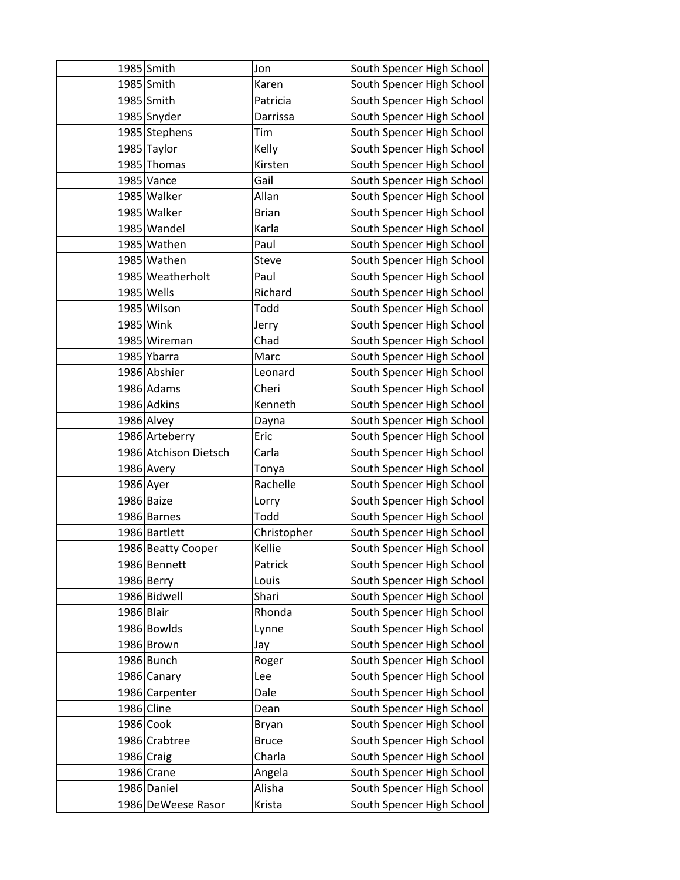| 1985 | Smith | Jon | South Spencer High School |
|---|---|---|---|
| 1985 | Smith | Karen | South Spencer High School |
| 1985 | Smith | Patricia | South Spencer High School |
| 1985 | Snyder | Darrissa | South Spencer High School |
| 1985 | Stephens | Tim | South Spencer High School |
| 1985 | Taylor | Kelly | South Spencer High School |
| 1985 | Thomas | Kirsten | South Spencer High School |
| 1985 | Vance | Gail | South Spencer High School |
| 1985 | Walker | Allan | South Spencer High School |
| 1985 | Walker | Brian | South Spencer High School |
| 1985 | Wandel | Karla | South Spencer High School |
| 1985 | Wathen | Paul | South Spencer High School |
| 1985 | Wathen | Steve | South Spencer High School |
| 1985 | Weatherholt | Paul | South Spencer High School |
| 1985 | Wells | Richard | South Spencer High School |
| 1985 | Wilson | Todd | South Spencer High School |
| 1985 | Wink | Jerry | South Spencer High School |
| 1985 | Wireman | Chad | South Spencer High School |
| 1985 | Ybarra | Marc | South Spencer High School |
| 1986 | Abshier | Leonard | South Spencer High School |
| 1986 | Adams | Cheri | South Spencer High School |
| 1986 | Adkins | Kenneth | South Spencer High School |
| 1986 | Alvey | Dayna | South Spencer High School |
| 1986 | Arteberry | Eric | South Spencer High School |
| 1986 | Atchison Dietsch | Carla | South Spencer High School |
| 1986 | Avery | Tonya | South Spencer High School |
| 1986 | Ayer | Rachelle | South Spencer High School |
| 1986 | Baize | Lorry | South Spencer High School |
| 1986 | Barnes | Todd | South Spencer High School |
| 1986 | Bartlett | Christopher | South Spencer High School |
| 1986 | Beatty Cooper | Kellie | South Spencer High School |
| 1986 | Bennett | Patrick | South Spencer High School |
| 1986 | Berry | Louis | South Spencer High School |
| 1986 | Bidwell | Shari | South Spencer High School |
| 1986 | Blair | Rhonda | South Spencer High School |
| 1986 | Bowlds | Lynne | South Spencer High School |
| 1986 | Brown | Jay | South Spencer High School |
| 1986 | Bunch | Roger | South Spencer High School |
| 1986 | Canary | Lee | South Spencer High School |
| 1986 | Carpenter | Dale | South Spencer High School |
| 1986 | Cline | Dean | South Spencer High School |
| 1986 | Cook | Bryan | South Spencer High School |
| 1986 | Crabtree | Bruce | South Spencer High School |
| 1986 | Craig | Charla | South Spencer High School |
| 1986 | Crane | Angela | South Spencer High School |
| 1986 | Daniel | Alisha | South Spencer High School |
| 1986 | DeWeese Rasor | Krista | South Spencer High School |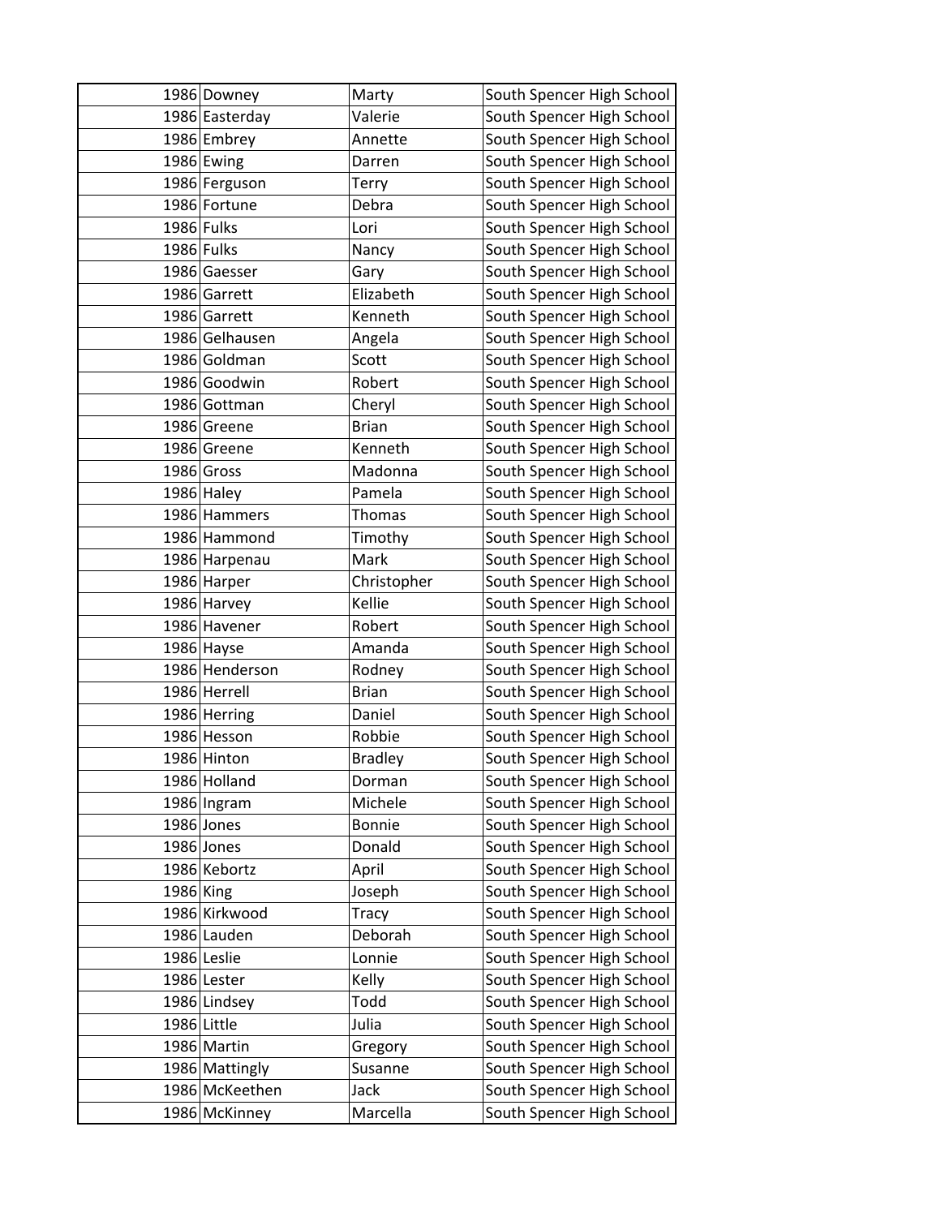| | | | |
|---|---|---|---|
| 1986 | Downey | Marty | South Spencer High School |
| 1986 | Easterday | Valerie | South Spencer High School |
| 1986 | Embrey | Annette | South Spencer High School |
| 1986 | Ewing | Darren | South Spencer High School |
| 1986 | Ferguson | Terry | South Spencer High School |
| 1986 | Fortune | Debra | South Spencer High School |
| 1986 | Fulks | Lori | South Spencer High School |
| 1986 | Fulks | Nancy | South Spencer High School |
| 1986 | Gaesser | Gary | South Spencer High School |
| 1986 | Garrett | Elizabeth | South Spencer High School |
| 1986 | Garrett | Kenneth | South Spencer High School |
| 1986 | Gelhausen | Angela | South Spencer High School |
| 1986 | Goldman | Scott | South Spencer High School |
| 1986 | Goodwin | Robert | South Spencer High School |
| 1986 | Gottman | Cheryl | South Spencer High School |
| 1986 | Greene | Brian | South Spencer High School |
| 1986 | Greene | Kenneth | South Spencer High School |
| 1986 | Gross | Madonna | South Spencer High School |
| 1986 | Haley | Pamela | South Spencer High School |
| 1986 | Hammers | Thomas | South Spencer High School |
| 1986 | Hammond | Timothy | South Spencer High School |
| 1986 | Harpenau | Mark | South Spencer High School |
| 1986 | Harper | Christopher | South Spencer High School |
| 1986 | Harvey | Kellie | South Spencer High School |
| 1986 | Havener | Robert | South Spencer High School |
| 1986 | Hayse | Amanda | South Spencer High School |
| 1986 | Henderson | Rodney | South Spencer High School |
| 1986 | Herrell | Brian | South Spencer High School |
| 1986 | Herring | Daniel | South Spencer High School |
| 1986 | Hesson | Robbie | South Spencer High School |
| 1986 | Hinton | Bradley | South Spencer High School |
| 1986 | Holland | Dorman | South Spencer High School |
| 1986 | Ingram | Michele | South Spencer High School |
| 1986 | Jones | Bonnie | South Spencer High School |
| 1986 | Jones | Donald | South Spencer High School |
| 1986 | Kebortz | April | South Spencer High School |
| 1986 | King | Joseph | South Spencer High School |
| 1986 | Kirkwood | Tracy | South Spencer High School |
| 1986 | Lauden | Deborah | South Spencer High School |
| 1986 | Leslie | Lonnie | South Spencer High School |
| 1986 | Lester | Kelly | South Spencer High School |
| 1986 | Lindsey | Todd | South Spencer High School |
| 1986 | Little | Julia | South Spencer High School |
| 1986 | Martin | Gregory | South Spencer High School |
| 1986 | Mattingly | Susanne | South Spencer High School |
| 1986 | McKeethen | Jack | South Spencer High School |
| 1986 | McKinney | Marcella | South Spencer High School |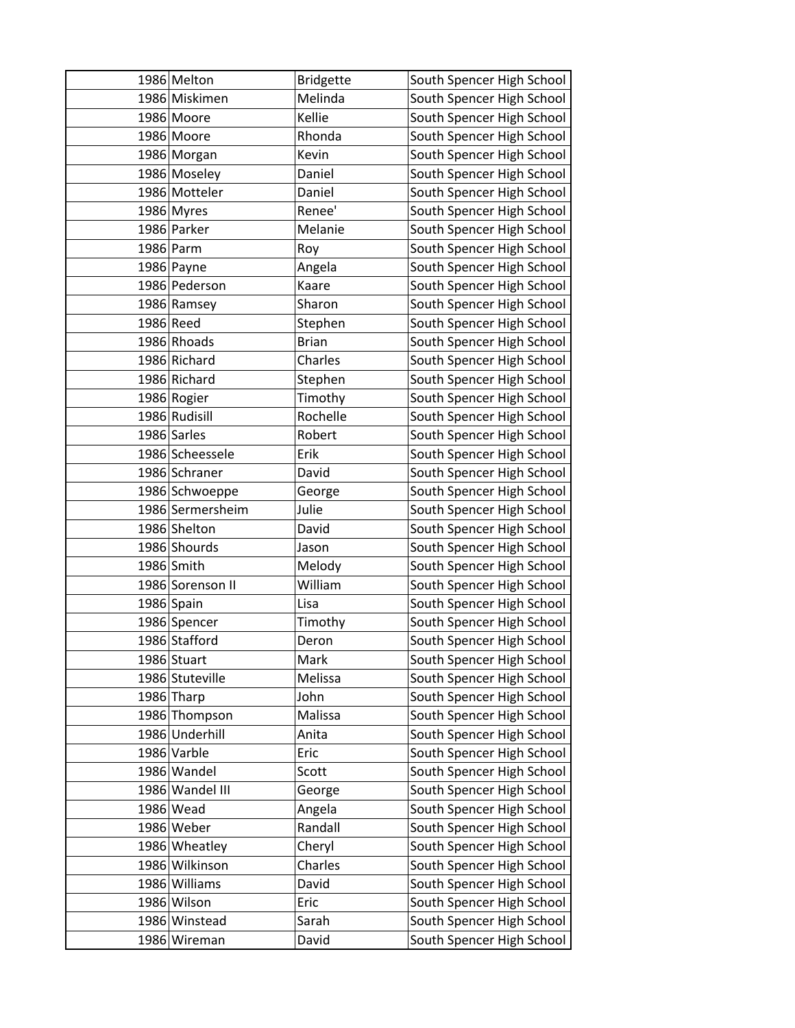| 1986 | Melton | Bridgette | South Spencer High School |
|---|---|---|---|
| 1986 | Miskimen | Melinda | South Spencer High School |
| 1986 | Moore | Kellie | South Spencer High School |
| 1986 | Moore | Rhonda | South Spencer High School |
| 1986 | Morgan | Kevin | South Spencer High School |
| 1986 | Moseley | Daniel | South Spencer High School |
| 1986 | Motteler | Daniel | South Spencer High School |
| 1986 | Myres | Renee' | South Spencer High School |
| 1986 | Parker | Melanie | South Spencer High School |
| 1986 | Parm | Roy | South Spencer High School |
| 1986 | Payne | Angela | South Spencer High School |
| 1986 | Pederson | Kaare | South Spencer High School |
| 1986 | Ramsey | Sharon | South Spencer High School |
| 1986 | Reed | Stephen | South Spencer High School |
| 1986 | Rhoads | Brian | South Spencer High School |
| 1986 | Richard | Charles | South Spencer High School |
| 1986 | Richard | Stephen | South Spencer High School |
| 1986 | Rogier | Timothy | South Spencer High School |
| 1986 | Rudisill | Rochelle | South Spencer High School |
| 1986 | Sarles | Robert | South Spencer High School |
| 1986 | Scheessele | Erik | South Spencer High School |
| 1986 | Schraner | David | South Spencer High School |
| 1986 | Schwoeppe | George | South Spencer High School |
| 1986 | Sermersheim | Julie | South Spencer High School |
| 1986 | Shelton | David | South Spencer High School |
| 1986 | Shourds | Jason | South Spencer High School |
| 1986 | Smith | Melody | South Spencer High School |
| 1986 | Sorenson II | William | South Spencer High School |
| 1986 | Spain | Lisa | South Spencer High School |
| 1986 | Spencer | Timothy | South Spencer High School |
| 1986 | Stafford | Deron | South Spencer High School |
| 1986 | Stuart | Mark | South Spencer High School |
| 1986 | Stuteville | Melissa | South Spencer High School |
| 1986 | Tharp | John | South Spencer High School |
| 1986 | Thompson | Malissa | South Spencer High School |
| 1986 | Underhill | Anita | South Spencer High School |
| 1986 | Varble | Eric | South Spencer High School |
| 1986 | Wandel | Scott | South Spencer High School |
| 1986 | Wandel III | George | South Spencer High School |
| 1986 | Wead | Angela | South Spencer High School |
| 1986 | Weber | Randall | South Spencer High School |
| 1986 | Wheatley | Cheryl | South Spencer High School |
| 1986 | Wilkinson | Charles | South Spencer High School |
| 1986 | Williams | David | South Spencer High School |
| 1986 | Wilson | Eric | South Spencer High School |
| 1986 | Winstead | Sarah | South Spencer High School |
| 1986 | Wireman | David | South Spencer High School |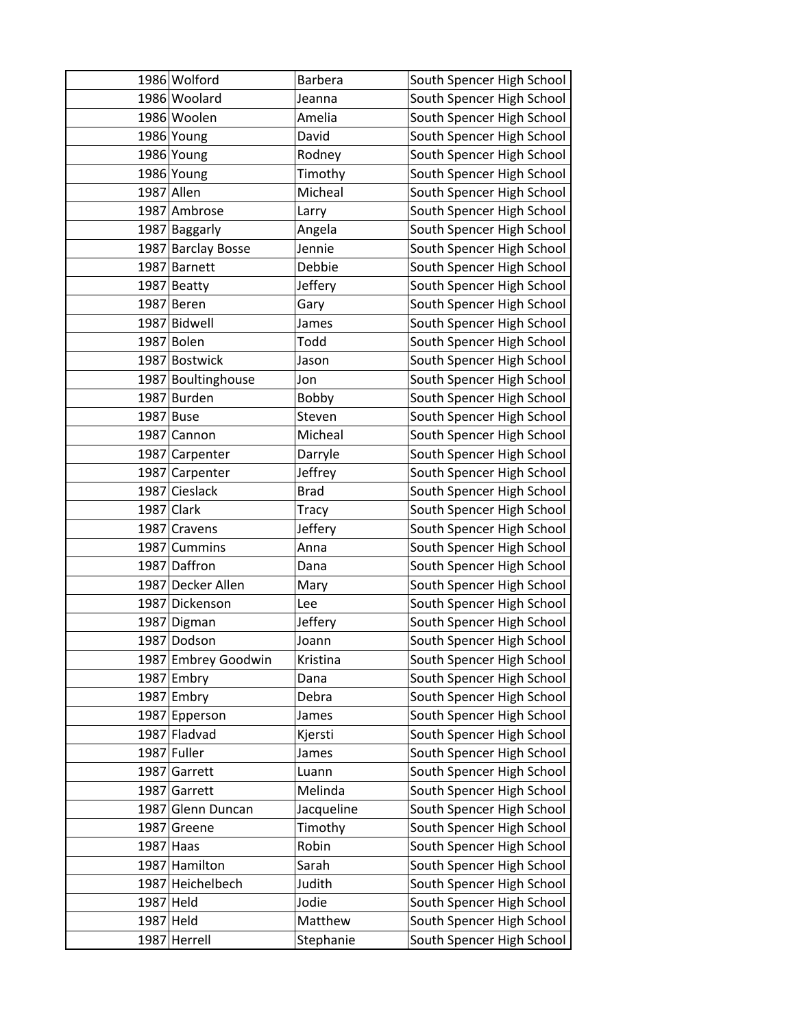| | | | |
|---|---|---|---|
| 1986 | Wolford | Barbera | South Spencer High School |
| 1986 | Woolard | Jeanna | South Spencer High School |
| 1986 | Woolen | Amelia | South Spencer High School |
| 1986 | Young | David | South Spencer High School |
| 1986 | Young | Rodney | South Spencer High School |
| 1986 | Young | Timothy | South Spencer High School |
| 1987 | Allen | Micheal | South Spencer High School |
| 1987 | Ambrose | Larry | South Spencer High School |
| 1987 | Baggarly | Angela | South Spencer High School |
| 1987 | Barclay Bosse | Jennie | South Spencer High School |
| 1987 | Barnett | Debbie | South Spencer High School |
| 1987 | Beatty | Jeffery | South Spencer High School |
| 1987 | Beren | Gary | South Spencer High School |
| 1987 | Bidwell | James | South Spencer High School |
| 1987 | Bolen | Todd | South Spencer High School |
| 1987 | Bostwick | Jason | South Spencer High School |
| 1987 | Boultinghouse | Jon | South Spencer High School |
| 1987 | Burden | Bobby | South Spencer High School |
| 1987 | Buse | Steven | South Spencer High School |
| 1987 | Cannon | Micheal | South Spencer High School |
| 1987 | Carpenter | Darryle | South Spencer High School |
| 1987 | Carpenter | Jeffrey | South Spencer High School |
| 1987 | Cieslack | Brad | South Spencer High School |
| 1987 | Clark | Tracy | South Spencer High School |
| 1987 | Cravens | Jeffery | South Spencer High School |
| 1987 | Cummins | Anna | South Spencer High School |
| 1987 | Daffron | Dana | South Spencer High School |
| 1987 | Decker Allen | Mary | South Spencer High School |
| 1987 | Dickenson | Lee | South Spencer High School |
| 1987 | Digman | Jeffery | South Spencer High School |
| 1987 | Dodson | Joann | South Spencer High School |
| 1987 | Embrey Goodwin | Kristina | South Spencer High School |
| 1987 | Embry | Dana | South Spencer High School |
| 1987 | Embry | Debra | South Spencer High School |
| 1987 | Epperson | James | South Spencer High School |
| 1987 | Fladvad | Kjersti | South Spencer High School |
| 1987 | Fuller | James | South Spencer High School |
| 1987 | Garrett | Luann | South Spencer High School |
| 1987 | Garrett | Melinda | South Spencer High School |
| 1987 | Glenn Duncan | Jacqueline | South Spencer High School |
| 1987 | Greene | Timothy | South Spencer High School |
| 1987 | Haas | Robin | South Spencer High School |
| 1987 | Hamilton | Sarah | South Spencer High School |
| 1987 | Heichelbech | Judith | South Spencer High School |
| 1987 | Held | Jodie | South Spencer High School |
| 1987 | Held | Matthew | South Spencer High School |
| 1987 | Herrell | Stephanie | South Spencer High School |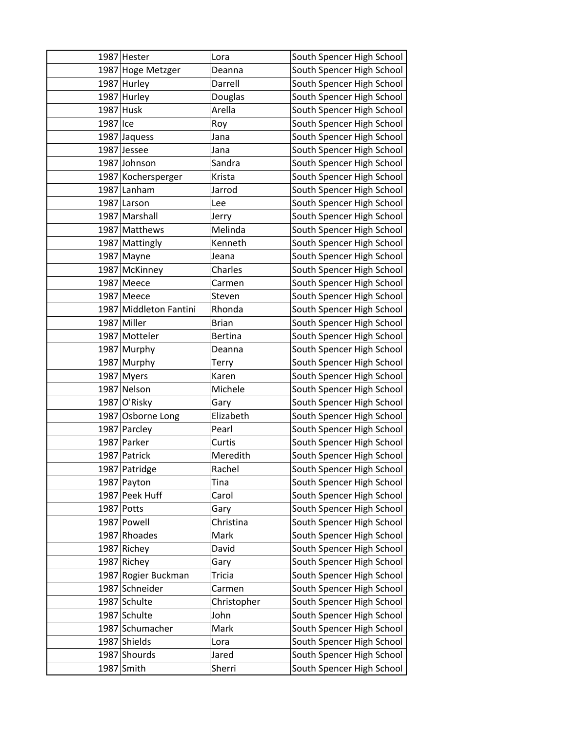| | | | |
|---|---|---|---|
| 1987 | Hester | Lora | South Spencer High School |
| 1987 | Hoge Metzger | Deanna | South Spencer High School |
| 1987 | Hurley | Darrell | South Spencer High School |
| 1987 | Hurley | Douglas | South Spencer High School |
| 1987 | Husk | Arella | South Spencer High School |
| 1987 | Ice | Roy | South Spencer High School |
| 1987 | Jaquess | Jana | South Spencer High School |
| 1987 | Jessee | Jana | South Spencer High School |
| 1987 | Johnson | Sandra | South Spencer High School |
| 1987 | Kochersperger | Krista | South Spencer High School |
| 1987 | Lanham | Jarrod | South Spencer High School |
| 1987 | Larson | Lee | South Spencer High School |
| 1987 | Marshall | Jerry | South Spencer High School |
| 1987 | Matthews | Melinda | South Spencer High School |
| 1987 | Mattingly | Kenneth | South Spencer High School |
| 1987 | Mayne | Jeana | South Spencer High School |
| 1987 | McKinney | Charles | South Spencer High School |
| 1987 | Meece | Carmen | South Spencer High School |
| 1987 | Meece | Steven | South Spencer High School |
| 1987 | Middleton Fantini | Rhonda | South Spencer High School |
| 1987 | Miller | Brian | South Spencer High School |
| 1987 | Motteler | Bertina | South Spencer High School |
| 1987 | Murphy | Deanna | South Spencer High School |
| 1987 | Murphy | Terry | South Spencer High School |
| 1987 | Myers | Karen | South Spencer High School |
| 1987 | Nelson | Michele | South Spencer High School |
| 1987 | O'Risky | Gary | South Spencer High School |
| 1987 | Osborne Long | Elizabeth | South Spencer High School |
| 1987 | Parcley | Pearl | South Spencer High School |
| 1987 | Parker | Curtis | South Spencer High School |
| 1987 | Patrick | Meredith | South Spencer High School |
| 1987 | Patridge | Rachel | South Spencer High School |
| 1987 | Payton | Tina | South Spencer High School |
| 1987 | Peek Huff | Carol | South Spencer High School |
| 1987 | Potts | Gary | South Spencer High School |
| 1987 | Powell | Christina | South Spencer High School |
| 1987 | Rhoades | Mark | South Spencer High School |
| 1987 | Richey | David | South Spencer High School |
| 1987 | Richey | Gary | South Spencer High School |
| 1987 | Rogier Buckman | Tricia | South Spencer High School |
| 1987 | Schneider | Carmen | South Spencer High School |
| 1987 | Schulte | Christopher | South Spencer High School |
| 1987 | Schulte | John | South Spencer High School |
| 1987 | Schumacher | Mark | South Spencer High School |
| 1987 | Shields | Lora | South Spencer High School |
| 1987 | Shourds | Jared | South Spencer High School |
| 1987 | Smith | Sherri | South Spencer High School |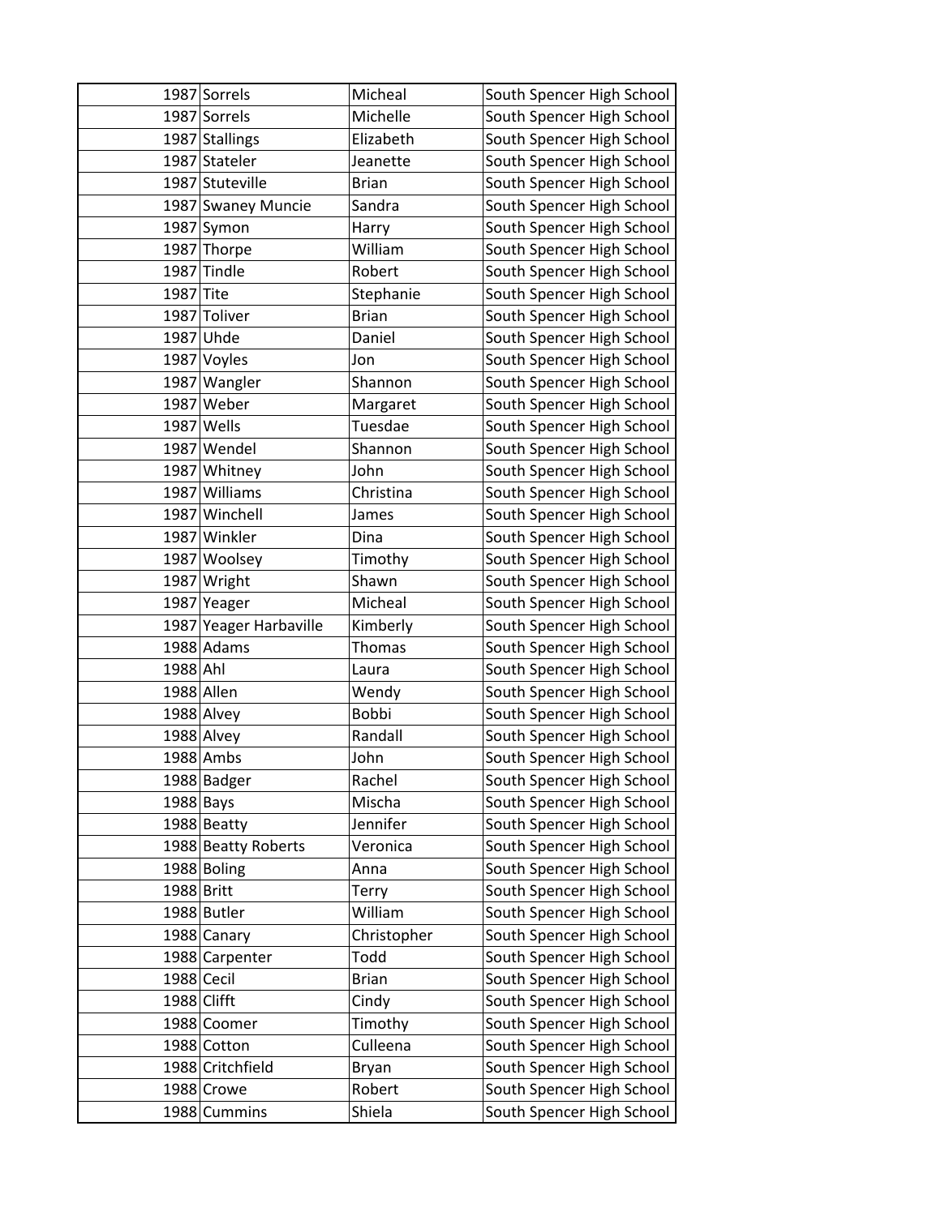| | | | |
|---|---|---|---|
| 1987 | Sorrels | Micheal | South Spencer High School |
| 1987 | Sorrels | Michelle | South Spencer High School |
| 1987 | Stallings | Elizabeth | South Spencer High School |
| 1987 | Stateler | Jeanette | South Spencer High School |
| 1987 | Stuteville | Brian | South Spencer High School |
| 1987 | Swaney Muncie | Sandra | South Spencer High School |
| 1987 | Symon | Harry | South Spencer High School |
| 1987 | Thorpe | William | South Spencer High School |
| 1987 | Tindle | Robert | South Spencer High School |
| 1987 | Tite | Stephanie | South Spencer High School |
| 1987 | Toliver | Brian | South Spencer High School |
| 1987 | Uhde | Daniel | South Spencer High School |
| 1987 | Voyles | Jon | South Spencer High School |
| 1987 | Wangler | Shannon | South Spencer High School |
| 1987 | Weber | Margaret | South Spencer High School |
| 1987 | Wells | Tuesdae | South Spencer High School |
| 1987 | Wendel | Shannon | South Spencer High School |
| 1987 | Whitney | John | South Spencer High School |
| 1987 | Williams | Christina | South Spencer High School |
| 1987 | Winchell | James | South Spencer High School |
| 1987 | Winkler | Dina | South Spencer High School |
| 1987 | Woolsey | Timothy | South Spencer High School |
| 1987 | Wright | Shawn | South Spencer High School |
| 1987 | Yeager | Micheal | South Spencer High School |
| 1987 | Yeager Harbaville | Kimberly | South Spencer High School |
| 1988 | Adams | Thomas | South Spencer High School |
| 1988 | Ahl | Laura | South Spencer High School |
| 1988 | Allen | Wendy | South Spencer High School |
| 1988 | Alvey | Bobbi | South Spencer High School |
| 1988 | Alvey | Randall | South Spencer High School |
| 1988 | Ambs | John | South Spencer High School |
| 1988 | Badger | Rachel | South Spencer High School |
| 1988 | Bays | Mischa | South Spencer High School |
| 1988 | Beatty | Jennifer | South Spencer High School |
| 1988 | Beatty Roberts | Veronica | South Spencer High School |
| 1988 | Boling | Anna | South Spencer High School |
| 1988 | Britt | Terry | South Spencer High School |
| 1988 | Butler | William | South Spencer High School |
| 1988 | Canary | Christopher | South Spencer High School |
| 1988 | Carpenter | Todd | South Spencer High School |
| 1988 | Cecil | Brian | South Spencer High School |
| 1988 | Clifft | Cindy | South Spencer High School |
| 1988 | Coomer | Timothy | South Spencer High School |
| 1988 | Cotton | Culleena | South Spencer High School |
| 1988 | Critchfield | Bryan | South Spencer High School |
| 1988 | Crowe | Robert | South Spencer High School |
| 1988 | Cummins | Shiela | South Spencer High School |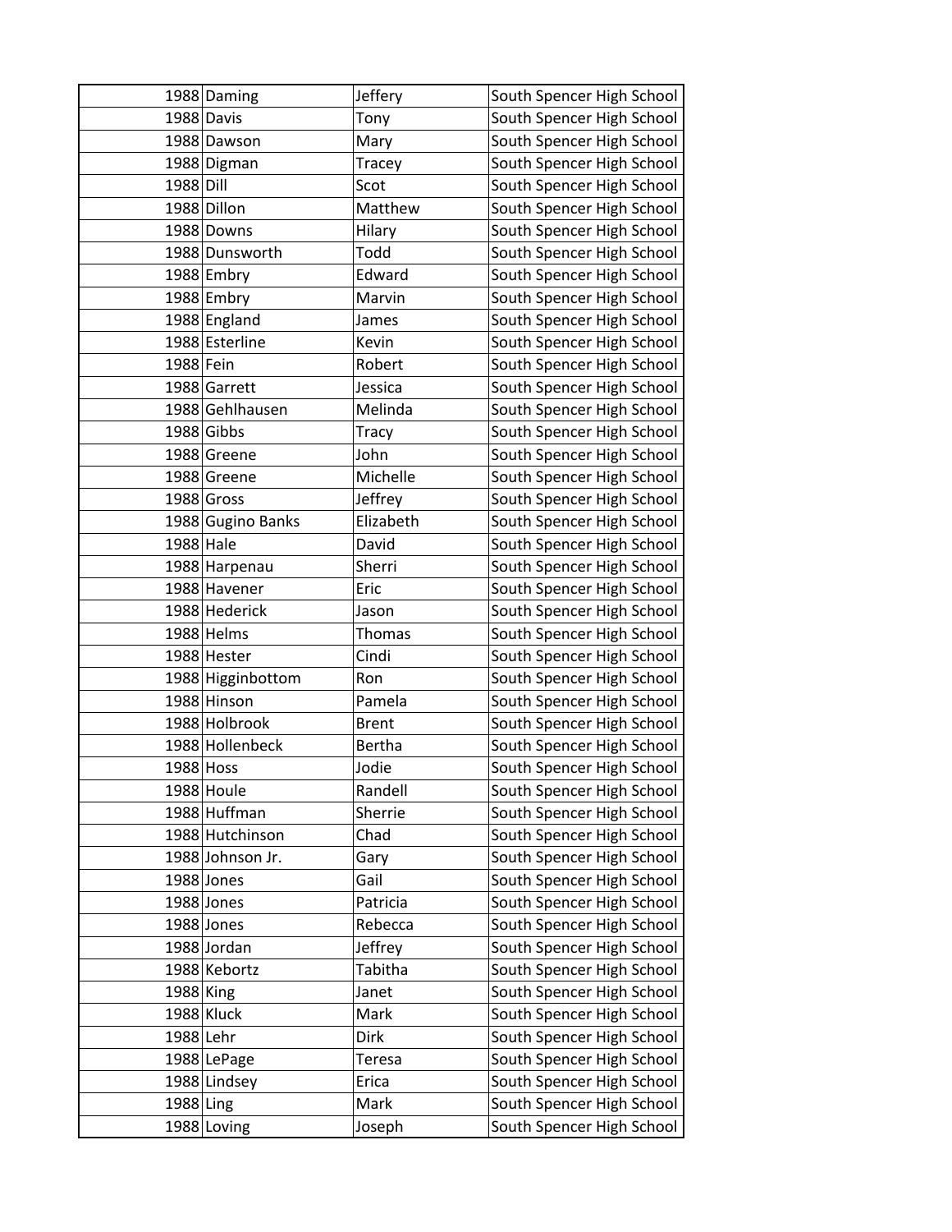| | | | |
|---|---|---|---|
| 1988 | Daming | Jeffery | South Spencer High School |
| 1988 | Davis | Tony | South Spencer High School |
| 1988 | Dawson | Mary | South Spencer High School |
| 1988 | Digman | Tracey | South Spencer High School |
| 1988 | Dill | Scot | South Spencer High School |
| 1988 | Dillon | Matthew | South Spencer High School |
| 1988 | Downs | Hilary | South Spencer High School |
| 1988 | Dunsworth | Todd | South Spencer High School |
| 1988 | Embry | Edward | South Spencer High School |
| 1988 | Embry | Marvin | South Spencer High School |
| 1988 | England | James | South Spencer High School |
| 1988 | Esterline | Kevin | South Spencer High School |
| 1988 | Fein | Robert | South Spencer High School |
| 1988 | Garrett | Jessica | South Spencer High School |
| 1988 | Gehlhausen | Melinda | South Spencer High School |
| 1988 | Gibbs | Tracy | South Spencer High School |
| 1988 | Greene | John | South Spencer High School |
| 1988 | Greene | Michelle | South Spencer High School |
| 1988 | Gross | Jeffrey | South Spencer High School |
| 1988 | Gugino Banks | Elizabeth | South Spencer High School |
| 1988 | Hale | David | South Spencer High School |
| 1988 | Harpenau | Sherri | South Spencer High School |
| 1988 | Havener | Eric | South Spencer High School |
| 1988 | Hederick | Jason | South Spencer High School |
| 1988 | Helms | Thomas | South Spencer High School |
| 1988 | Hester | Cindi | South Spencer High School |
| 1988 | Higginbottom | Ron | South Spencer High School |
| 1988 | Hinson | Pamela | South Spencer High School |
| 1988 | Holbrook | Brent | South Spencer High School |
| 1988 | Hollenbeck | Bertha | South Spencer High School |
| 1988 | Hoss | Jodie | South Spencer High School |
| 1988 | Houle | Randell | South Spencer High School |
| 1988 | Huffman | Sherrie | South Spencer High School |
| 1988 | Hutchinson | Chad | South Spencer High School |
| 1988 | Johnson Jr. | Gary | South Spencer High School |
| 1988 | Jones | Gail | South Spencer High School |
| 1988 | Jones | Patricia | South Spencer High School |
| 1988 | Jones | Rebecca | South Spencer High School |
| 1988 | Jordan | Jeffrey | South Spencer High School |
| 1988 | Kebortz | Tabitha | South Spencer High School |
| 1988 | King | Janet | South Spencer High School |
| 1988 | Kluck | Mark | South Spencer High School |
| 1988 | Lehr | Dirk | South Spencer High School |
| 1988 | LePage | Teresa | South Spencer High School |
| 1988 | Lindsey | Erica | South Spencer High School |
| 1988 | Ling | Mark | South Spencer High School |
| 1988 | Loving | Joseph | South Spencer High School |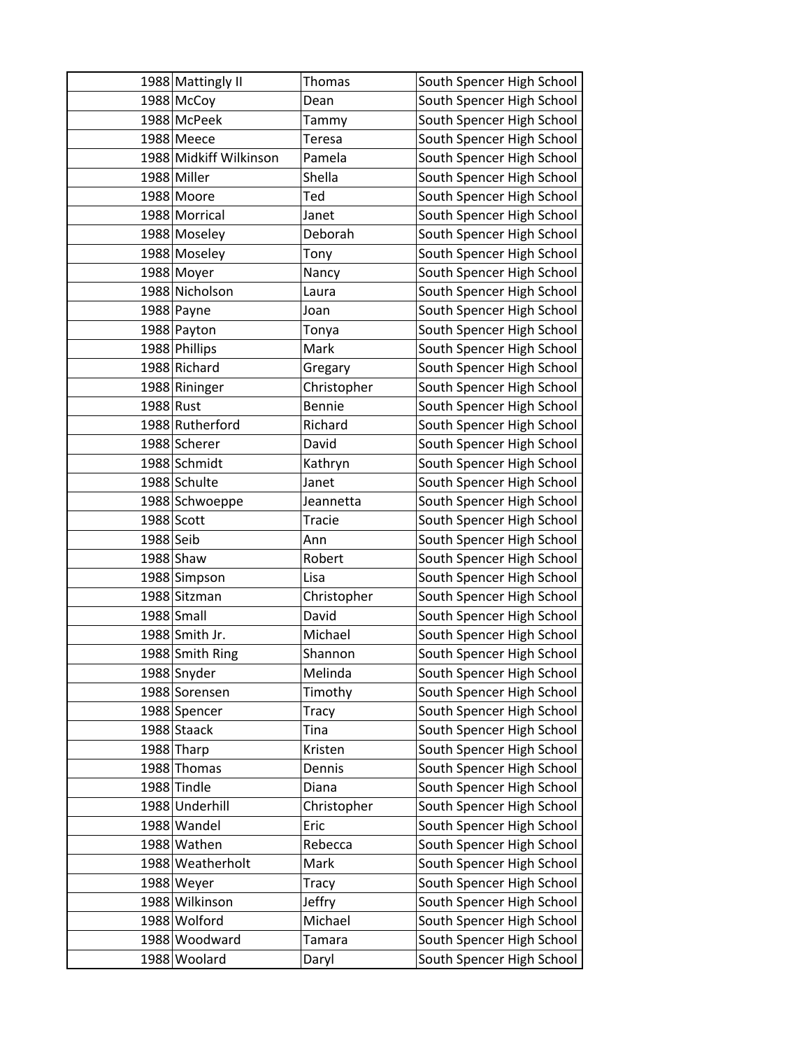| | | | |
|---|---|---|---|
| 1988 | Mattingly II | Thomas | South Spencer High School |
| 1988 | McCoy | Dean | South Spencer High School |
| 1988 | McPeek | Tammy | South Spencer High School |
| 1988 | Meece | Teresa | South Spencer High School |
| 1988 | Midkiff Wilkinson | Pamela | South Spencer High School |
| 1988 | Miller | Shella | South Spencer High School |
| 1988 | Moore | Ted | South Spencer High School |
| 1988 | Morrical | Janet | South Spencer High School |
| 1988 | Moseley | Deborah | South Spencer High School |
| 1988 | Moseley | Tony | South Spencer High School |
| 1988 | Moyer | Nancy | South Spencer High School |
| 1988 | Nicholson | Laura | South Spencer High School |
| 1988 | Payne | Joan | South Spencer High School |
| 1988 | Payton | Tonya | South Spencer High School |
| 1988 | Phillips | Mark | South Spencer High School |
| 1988 | Richard | Gregary | South Spencer High School |
| 1988 | Rininger | Christopher | South Spencer High School |
| 1988 | Rust | Bennie | South Spencer High School |
| 1988 | Rutherford | Richard | South Spencer High School |
| 1988 | Scherer | David | South Spencer High School |
| 1988 | Schmidt | Kathryn | South Spencer High School |
| 1988 | Schulte | Janet | South Spencer High School |
| 1988 | Schwoeppe | Jeannetta | South Spencer High School |
| 1988 | Scott | Tracie | South Spencer High School |
| 1988 | Seib | Ann | South Spencer High School |
| 1988 | Shaw | Robert | South Spencer High School |
| 1988 | Simpson | Lisa | South Spencer High School |
| 1988 | Sitzman | Christopher | South Spencer High School |
| 1988 | Small | David | South Spencer High School |
| 1988 | Smith Jr. | Michael | South Spencer High School |
| 1988 | Smith Ring | Shannon | South Spencer High School |
| 1988 | Snyder | Melinda | South Spencer High School |
| 1988 | Sorensen | Timothy | South Spencer High School |
| 1988 | Spencer | Tracy | South Spencer High School |
| 1988 | Staack | Tina | South Spencer High School |
| 1988 | Tharp | Kristen | South Spencer High School |
| 1988 | Thomas | Dennis | South Spencer High School |
| 1988 | Tindle | Diana | South Spencer High School |
| 1988 | Underhill | Christopher | South Spencer High School |
| 1988 | Wandel | Eric | South Spencer High School |
| 1988 | Wathen | Rebecca | South Spencer High School |
| 1988 | Weatherholt | Mark | South Spencer High School |
| 1988 | Weyer | Tracy | South Spencer High School |
| 1988 | Wilkinson | Jeffry | South Spencer High School |
| 1988 | Wolford | Michael | South Spencer High School |
| 1988 | Woodward | Tamara | South Spencer High School |
| 1988 | Woolard | Daryl | South Spencer High School |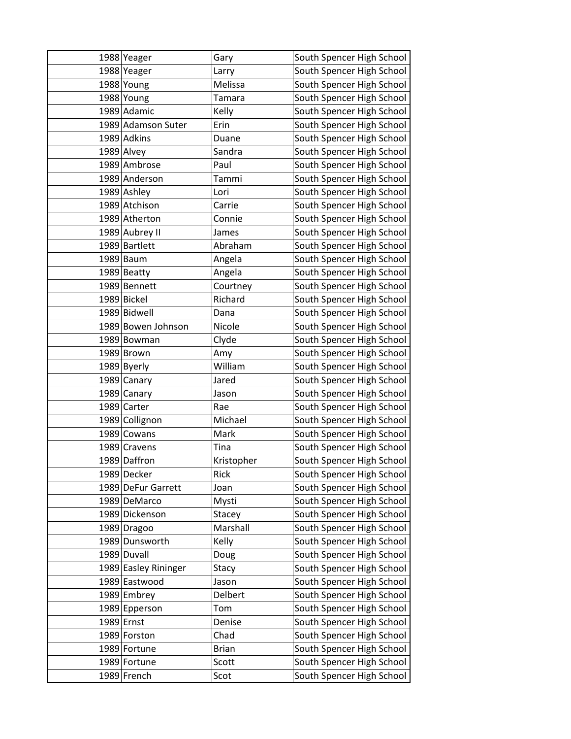| | | | |
|---|---|---|---|
| 1988 | Yeager | Gary | South Spencer High School |
| 1988 | Yeager | Larry | South Spencer High School |
| 1988 | Young | Melissa | South Spencer High School |
| 1988 | Young | Tamara | South Spencer High School |
| 1989 | Adamic | Kelly | South Spencer High School |
| 1989 | Adamson Suter | Erin | South Spencer High School |
| 1989 | Adkins | Duane | South Spencer High School |
| 1989 | Alvey | Sandra | South Spencer High School |
| 1989 | Ambrose | Paul | South Spencer High School |
| 1989 | Anderson | Tammi | South Spencer High School |
| 1989 | Ashley | Lori | South Spencer High School |
| 1989 | Atchison | Carrie | South Spencer High School |
| 1989 | Atherton | Connie | South Spencer High School |
| 1989 | Aubrey II | James | South Spencer High School |
| 1989 | Bartlett | Abraham | South Spencer High School |
| 1989 | Baum | Angela | South Spencer High School |
| 1989 | Beatty | Angela | South Spencer High School |
| 1989 | Bennett | Courtney | South Spencer High School |
| 1989 | Bickel | Richard | South Spencer High School |
| 1989 | Bidwell | Dana | South Spencer High School |
| 1989 | Bowen Johnson | Nicole | South Spencer High School |
| 1989 | Bowman | Clyde | South Spencer High School |
| 1989 | Brown | Amy | South Spencer High School |
| 1989 | Byerly | William | South Spencer High School |
| 1989 | Canary | Jared | South Spencer High School |
| 1989 | Canary | Jason | South Spencer High School |
| 1989 | Carter | Rae | South Spencer High School |
| 1989 | Collignon | Michael | South Spencer High School |
| 1989 | Cowans | Mark | South Spencer High School |
| 1989 | Cravens | Tina | South Spencer High School |
| 1989 | Daffron | Kristopher | South Spencer High School |
| 1989 | Decker | Rick | South Spencer High School |
| 1989 | DeFur Garrett | Joan | South Spencer High School |
| 1989 | DeMarco | Mysti | South Spencer High School |
| 1989 | Dickenson | Stacey | South Spencer High School |
| 1989 | Dragoo | Marshall | South Spencer High School |
| 1989 | Dunsworth | Kelly | South Spencer High School |
| 1989 | Duvall | Doug | South Spencer High School |
| 1989 | Easley Rininger | Stacy | South Spencer High School |
| 1989 | Eastwood | Jason | South Spencer High School |
| 1989 | Embrey | Delbert | South Spencer High School |
| 1989 | Epperson | Tom | South Spencer High School |
| 1989 | Ernst | Denise | South Spencer High School |
| 1989 | Forston | Chad | South Spencer High School |
| 1989 | Fortune | Brian | South Spencer High School |
| 1989 | Fortune | Scott | South Spencer High School |
| 1989 | French | Scot | South Spencer High School |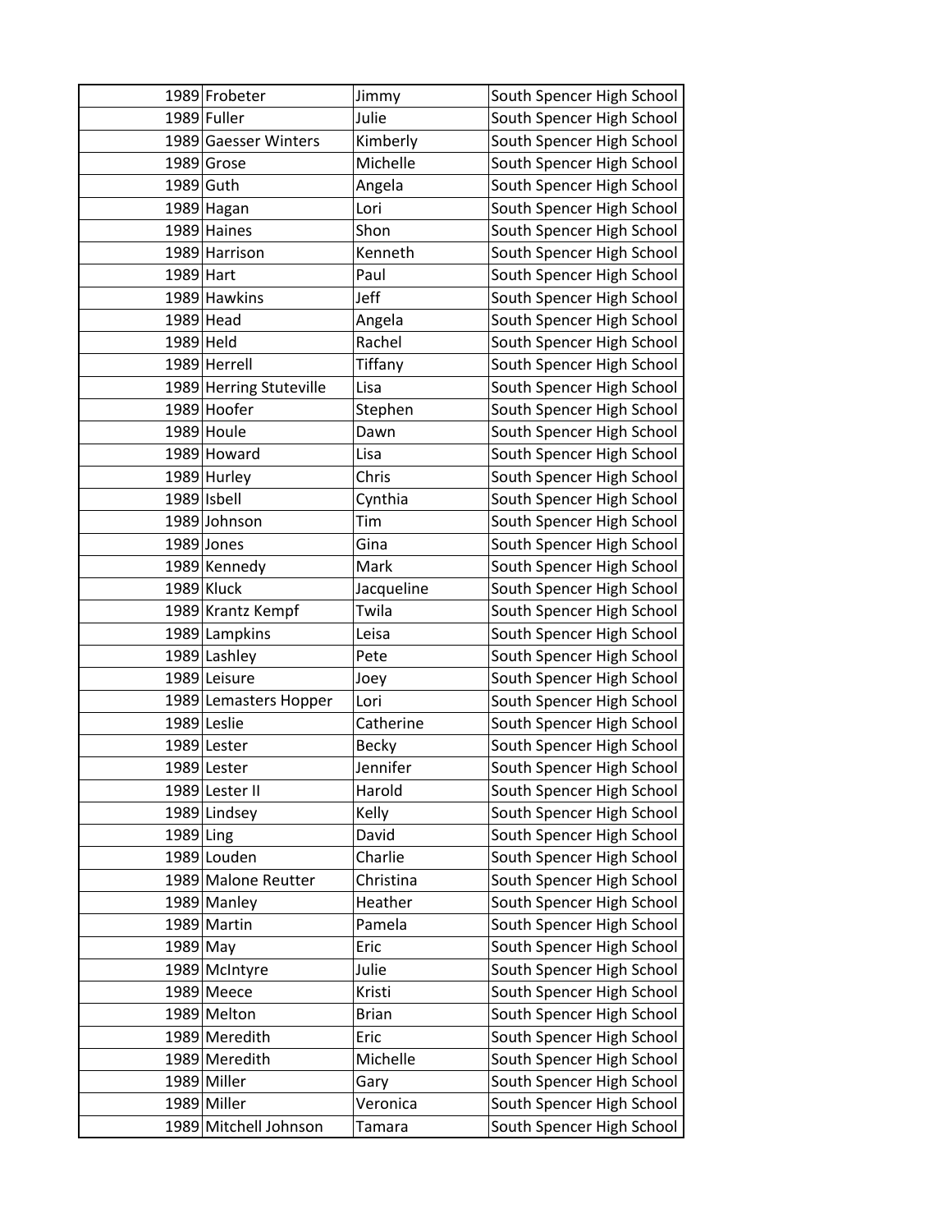| | | | |
|---|---|---|---|
| 1989 | Frobeter | Jimmy | South Spencer High School |
| 1989 | Fuller | Julie | South Spencer High School |
| 1989 | Gaesser Winters | Kimberly | South Spencer High School |
| 1989 | Grose | Michelle | South Spencer High School |
| 1989 | Guth | Angela | South Spencer High School |
| 1989 | Hagan | Lori | South Spencer High School |
| 1989 | Haines | Shon | South Spencer High School |
| 1989 | Harrison | Kenneth | South Spencer High School |
| 1989 | Hart | Paul | South Spencer High School |
| 1989 | Hawkins | Jeff | South Spencer High School |
| 1989 | Head | Angela | South Spencer High School |
| 1989 | Held | Rachel | South Spencer High School |
| 1989 | Herrell | Tiffany | South Spencer High School |
| 1989 | Herring Stuteville | Lisa | South Spencer High School |
| 1989 | Hoofer | Stephen | South Spencer High School |
| 1989 | Houle | Dawn | South Spencer High School |
| 1989 | Howard | Lisa | South Spencer High School |
| 1989 | Hurley | Chris | South Spencer High School |
| 1989 | Isbell | Cynthia | South Spencer High School |
| 1989 | Johnson | Tim | South Spencer High School |
| 1989 | Jones | Gina | South Spencer High School |
| 1989 | Kennedy | Mark | South Spencer High School |
| 1989 | Kluck | Jacqueline | South Spencer High School |
| 1989 | Krantz Kempf | Twila | South Spencer High School |
| 1989 | Lampkins | Leisa | South Spencer High School |
| 1989 | Lashley | Pete | South Spencer High School |
| 1989 | Leisure | Joey | South Spencer High School |
| 1989 | Lemasters Hopper | Lori | South Spencer High School |
| 1989 | Leslie | Catherine | South Spencer High School |
| 1989 | Lester | Becky | South Spencer High School |
| 1989 | Lester | Jennifer | South Spencer High School |
| 1989 | Lester II | Harold | South Spencer High School |
| 1989 | Lindsey | Kelly | South Spencer High School |
| 1989 | Ling | David | South Spencer High School |
| 1989 | Louden | Charlie | South Spencer High School |
| 1989 | Malone Reutter | Christina | South Spencer High School |
| 1989 | Manley | Heather | South Spencer High School |
| 1989 | Martin | Pamela | South Spencer High School |
| 1989 | May | Eric | South Spencer High School |
| 1989 | McIntyre | Julie | South Spencer High School |
| 1989 | Meece | Kristi | South Spencer High School |
| 1989 | Melton | Brian | South Spencer High School |
| 1989 | Meredith | Eric | South Spencer High School |
| 1989 | Meredith | Michelle | South Spencer High School |
| 1989 | Miller | Gary | South Spencer High School |
| 1989 | Miller | Veronica | South Spencer High School |
| 1989 | Mitchell Johnson | Tamara | South Spencer High School |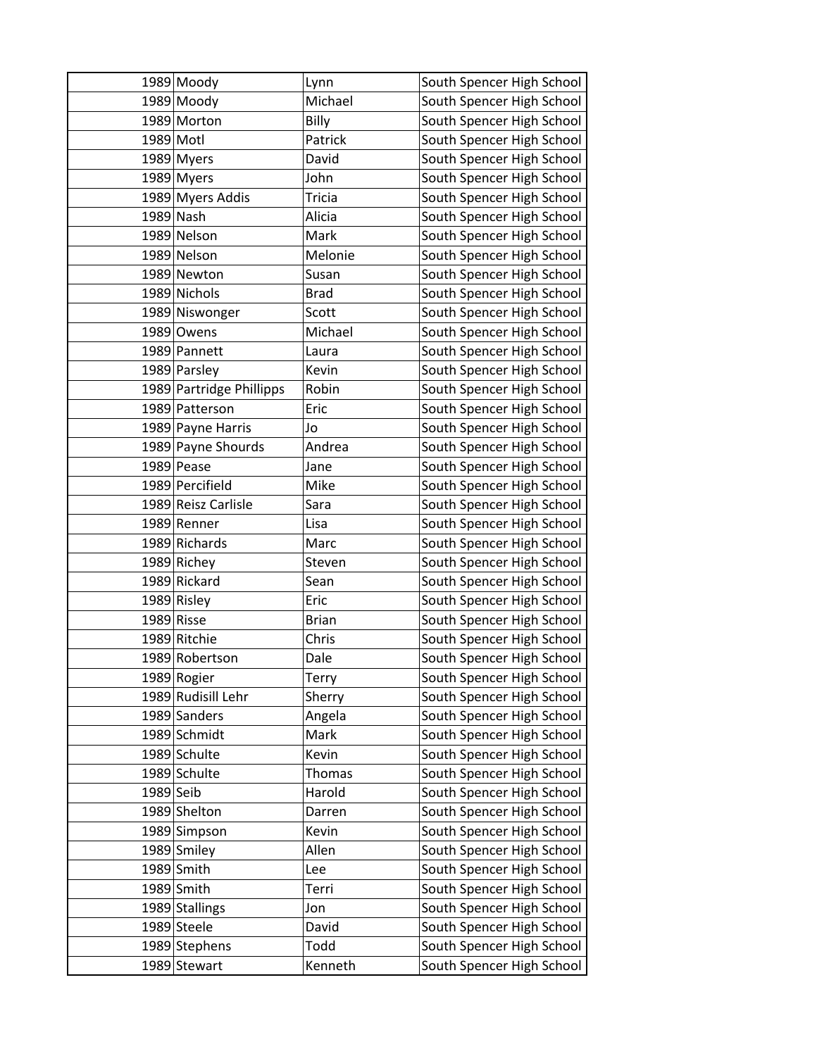| | | | |
|---|---|---|---|
| 1989 | Moody | Lynn | South Spencer High School |
| 1989 | Moody | Michael | South Spencer High School |
| 1989 | Morton | Billy | South Spencer High School |
| 1989 | Motl | Patrick | South Spencer High School |
| 1989 | Myers | David | South Spencer High School |
| 1989 | Myers | John | South Spencer High School |
| 1989 | Myers Addis | Tricia | South Spencer High School |
| 1989 | Nash | Alicia | South Spencer High School |
| 1989 | Nelson | Mark | South Spencer High School |
| 1989 | Nelson | Melonie | South Spencer High School |
| 1989 | Newton | Susan | South Spencer High School |
| 1989 | Nichols | Brad | South Spencer High School |
| 1989 | Niswonger | Scott | South Spencer High School |
| 1989 | Owens | Michael | South Spencer High School |
| 1989 | Pannett | Laura | South Spencer High School |
| 1989 | Parsley | Kevin | South Spencer High School |
| 1989 | Partridge Phillipps | Robin | South Spencer High School |
| 1989 | Patterson | Eric | South Spencer High School |
| 1989 | Payne Harris | Jo | South Spencer High School |
| 1989 | Payne Shourds | Andrea | South Spencer High School |
| 1989 | Pease | Jane | South Spencer High School |
| 1989 | Percifield | Mike | South Spencer High School |
| 1989 | Reisz Carlisle | Sara | South Spencer High School |
| 1989 | Renner | Lisa | South Spencer High School |
| 1989 | Richards | Marc | South Spencer High School |
| 1989 | Richey | Steven | South Spencer High School |
| 1989 | Rickard | Sean | South Spencer High School |
| 1989 | Risley | Eric | South Spencer High School |
| 1989 | Risse | Brian | South Spencer High School |
| 1989 | Ritchie | Chris | South Spencer High School |
| 1989 | Robertson | Dale | South Spencer High School |
| 1989 | Rogier | Terry | South Spencer High School |
| 1989 | Rudisill Lehr | Sherry | South Spencer High School |
| 1989 | Sanders | Angela | South Spencer High School |
| 1989 | Schmidt | Mark | South Spencer High School |
| 1989 | Schulte | Kevin | South Spencer High School |
| 1989 | Schulte | Thomas | South Spencer High School |
| 1989 | Seib | Harold | South Spencer High School |
| 1989 | Shelton | Darren | South Spencer High School |
| 1989 | Simpson | Kevin | South Spencer High School |
| 1989 | Smiley | Allen | South Spencer High School |
| 1989 | Smith | Lee | South Spencer High School |
| 1989 | Smith | Terri | South Spencer High School |
| 1989 | Stallings | Jon | South Spencer High School |
| 1989 | Steele | David | South Spencer High School |
| 1989 | Stephens | Todd | South Spencer High School |
| 1989 | Stewart | Kenneth | South Spencer High School |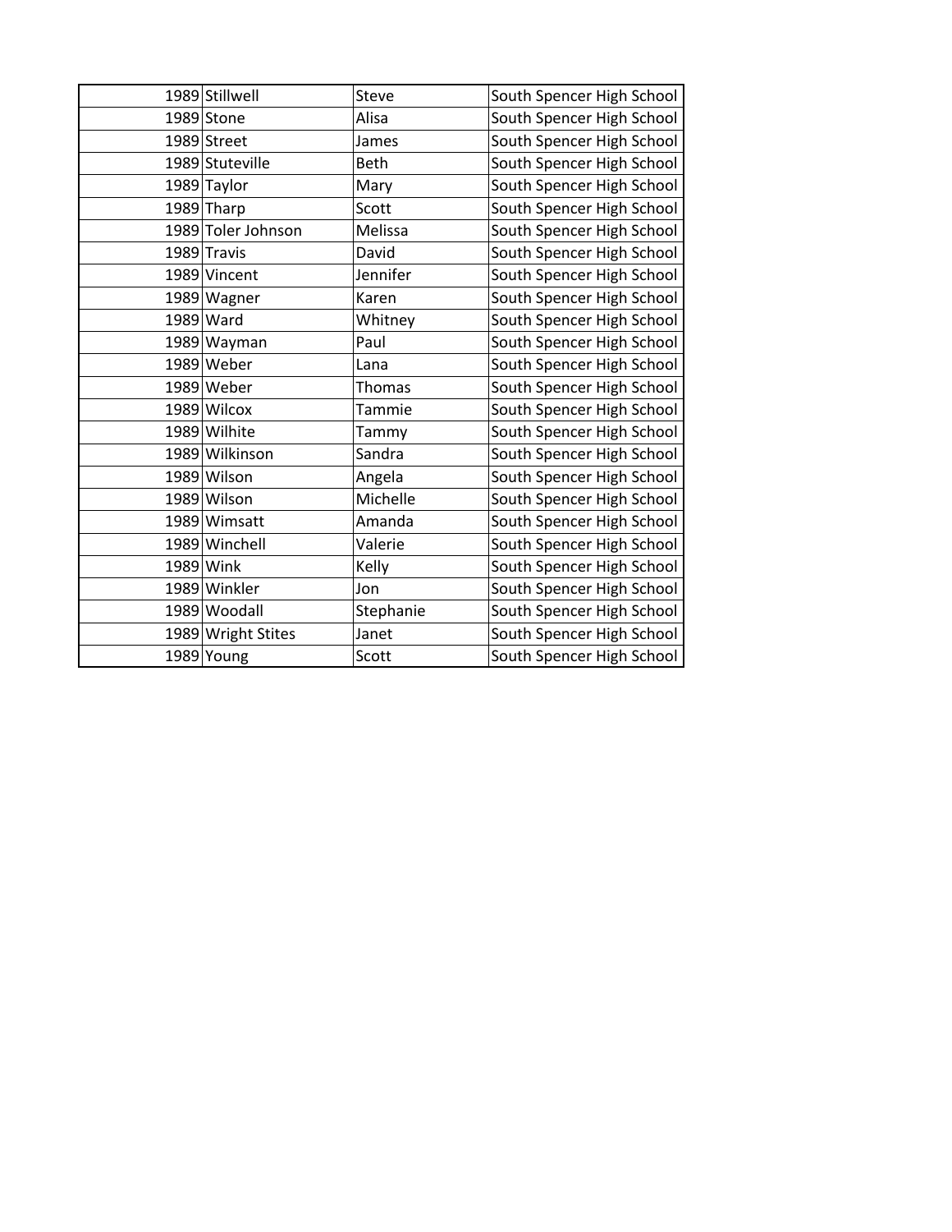| | | | |
|---|---|---|---|
| 1989 | Stillwell | Steve | South Spencer High School |
| 1989 | Stone | Alisa | South Spencer High School |
| 1989 | Street | James | South Spencer High School |
| 1989 | Stuteville | Beth | South Spencer High School |
| 1989 | Taylor | Mary | South Spencer High School |
| 1989 | Tharp | Scott | South Spencer High School |
| 1989 | Toler Johnson | Melissa | South Spencer High School |
| 1989 | Travis | David | South Spencer High School |
| 1989 | Vincent | Jennifer | South Spencer High School |
| 1989 | Wagner | Karen | South Spencer High School |
| 1989 | Ward | Whitney | South Spencer High School |
| 1989 | Wayman | Paul | South Spencer High School |
| 1989 | Weber | Lana | South Spencer High School |
| 1989 | Weber | Thomas | South Spencer High School |
| 1989 | Wilcox | Tammie | South Spencer High School |
| 1989 | Wilhite | Tammy | South Spencer High School |
| 1989 | Wilkinson | Sandra | South Spencer High School |
| 1989 | Wilson | Angela | South Spencer High School |
| 1989 | Wilson | Michelle | South Spencer High School |
| 1989 | Wimsatt | Amanda | South Spencer High School |
| 1989 | Winchell | Valerie | South Spencer High School |
| 1989 | Wink | Kelly | South Spencer High School |
| 1989 | Winkler | Jon | South Spencer High School |
| 1989 | Woodall | Stephanie | South Spencer High School |
| 1989 | Wright Stites | Janet | South Spencer High School |
| 1989 | Young | Scott | South Spencer High School |